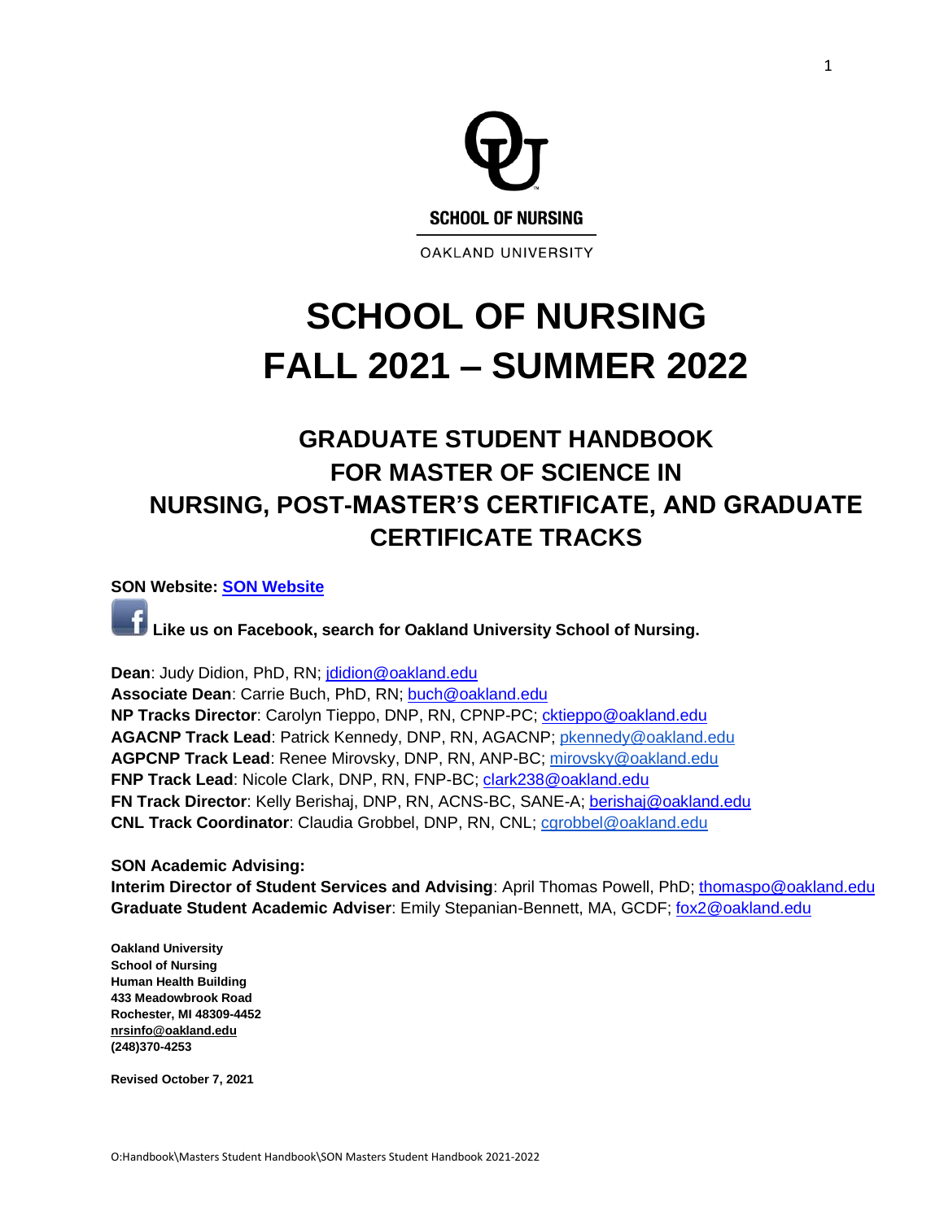SCHOOL OF NURSING

OAKLAND UNIVERSITY

# SCHOOL OF NURSING
# FALL 2021 – SUMMER 2022

## GRADUATE STUDENT HANDBOOK FOR MASTER OF SCIENCE IN NURSING, POST-MASTER'S CERTIFICATE, AND GRADUATE CERTIFICATE TRACKS

**SON Website: SON Website**

**Like us on Facebook, search for Oakland University School of Nursing.**

**Dean**: Judy Didion, PhD, RN; jdidion@oakland.edu
**Associate Dean**: Carrie Buch, PhD, RN; buch@oakland.edu
**NP Tracks Director**: Carolyn Tieppo, DNP, RN, CPNP-PC; cktieppo@oakland.edu
**AGACNP Track Lead**: Patrick Kennedy, DNP, RN, AGACNP; pkennedy@oakland.edu
**AGPCNP Track Lead**: Renee Mirovsky, DNP, RN, ANP-BC; mirovsky@oakland.edu
**FNP Track Lead**: Nicole Clark, DNP, RN, FNP-BC; clark238@oakland.edu
**FN Track Director**: Kelly Berishaj, DNP, RN, ACNS-BC, SANE-A; berishaj@oakland.edu
**CNL Track Coordinator**: Claudia Grobbel, DNP, RN, CNL; cgrobbel@oakland.edu

**SON Academic Advising:**
**Interim Director of Student Services and Advising**: April Thomas Powell, PhD; thomaspo@oakland.edu
**Graduate Student Academic Adviser**: Emily Stepanian-Bennett, MA, GCDF; fox2@oakland.edu

**Oakland University**
**School of Nursing**
**Human Health Building**
**433 Meadowbrook Road**
**Rochester, MI 48309-4452**
**nrsinfo@oakland.edu**
**(248)370-4253**

**Revised October 7, 2021**

O:Handbook\Masters Student Handbook\SON Masters Student Handbook 2021-2022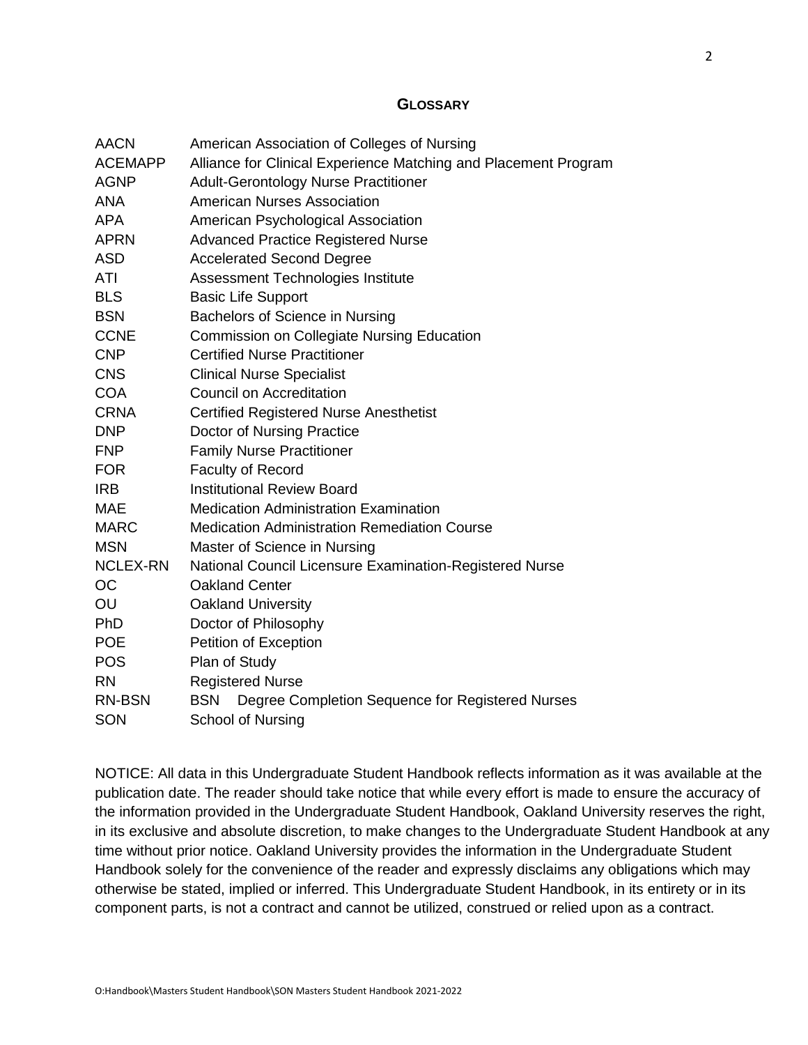## GLOSSARY

| | |
|---|---|
| AACN | American Association of Colleges of Nursing |
| ACEMAPP | Alliance for Clinical Experience Matching and Placement Program |
| AGNP | Adult-Gerontology Nurse Practitioner |
| ANA | American Nurses Association |
| APA | American Psychological Association |
| APRN | Advanced Practice Registered Nurse |
| ASD | Accelerated Second Degree |
| ATI | Assessment Technologies Institute |
| BLS | Basic Life Support |
| BSN | Bachelors of Science in Nursing |
| CCNE | Commission on Collegiate Nursing Education |
| CNP | Certified Nurse Practitioner |
| CNS | Clinical Nurse Specialist |
| COA | Council on Accreditation |
| CRNA | Certified Registered Nurse Anesthetist |
| DNP | Doctor of Nursing Practice |
| FNP | Family Nurse Practitioner |
| FOR | Faculty of Record |
| IRB | Institutional Review Board |
| MAE | Medication Administration Examination |
| MARC | Medication Administration Remediation Course |
| MSN | Master of Science in Nursing |
| NCLEX-RN | National Council Licensure Examination-Registered Nurse |
| OC | Oakland Center |
| OU | Oakland University |
| PhD | Doctor of Philosophy |
| POE | Petition of Exception |
| POS | Plan of Study |
| RN | Registered Nurse |
| RN-BSN | BSN Degree Completion Sequence for Registered Nurses |
| SON | School of Nursing |

NOTICE: All data in this Undergraduate Student Handbook reflects information as it was available at the publication date. The reader should take notice that while every effort is made to ensure the accuracy of the information provided in the Undergraduate Student Handbook, Oakland University reserves the right, in its exclusive and absolute discretion, to make changes to the Undergraduate Student Handbook at any time without prior notice. Oakland University provides the information in the Undergraduate Student Handbook solely for the convenience of the reader and expressly disclaims any obligations which may otherwise be stated, implied or inferred. This Undergraduate Student Handbook, in its entirety or in its component parts, is not a contract and cannot be utilized, construed or relied upon as a contract.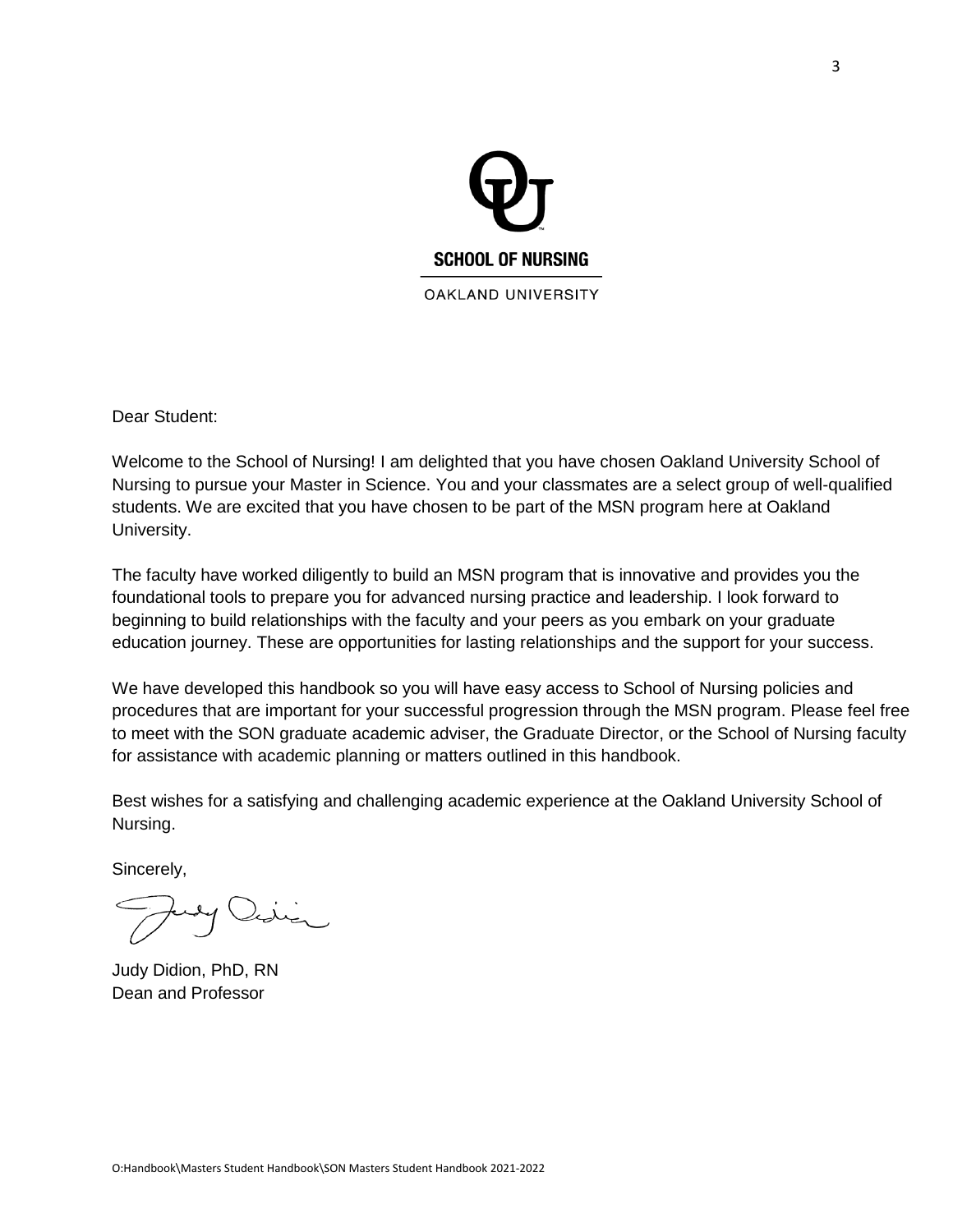SCHOOL OF NURSING

OAKLAND UNIVERSITY

Dear Student:

Welcome to the School of Nursing! I am delighted that you have chosen Oakland University School of Nursing to pursue your Master in Science. You and your classmates are a select group of well-qualified students. We are excited that you have chosen to be part of the MSN program here at Oakland University.

The faculty have worked diligently to build an MSN program that is innovative and provides you the foundational tools to prepare you for advanced nursing practice and leadership. I look forward to beginning to build relationships with the faculty and your peers as you embark on your graduate education journey. These are opportunities for lasting relationships and the support for your success.

We have developed this handbook so you will have easy access to School of Nursing policies and procedures that are important for your successful progression through the MSN program. Please feel free to meet with the SON graduate academic adviser, the Graduate Director, or the School of Nursing faculty for assistance with academic planning or matters outlined in this handbook.

Best wishes for a satisfying and challenging academic experience at the Oakland University School of Nursing.

Sincerely,

Judy Didion, PhD, RN
Dean and Professor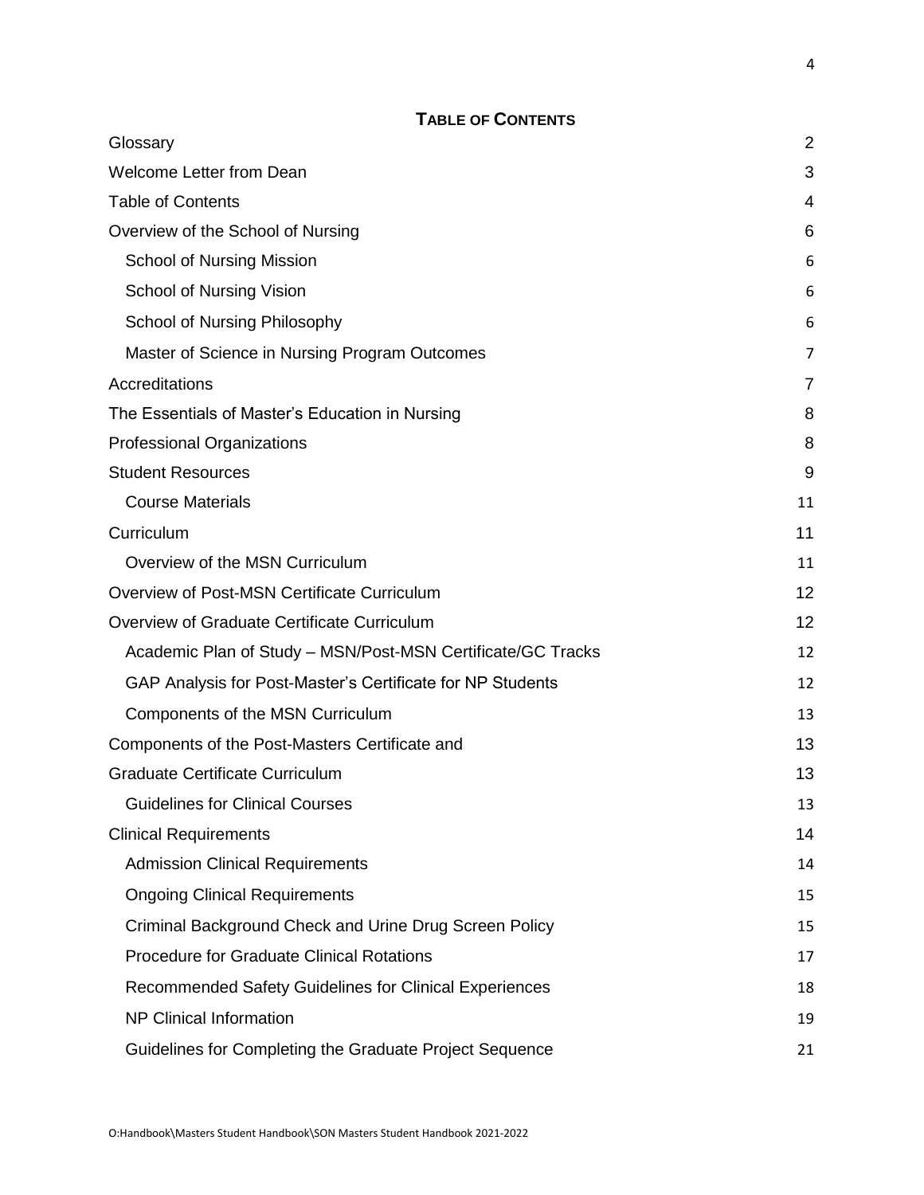## TABLE OF CONTENTS

| | |
|---|---|
| Glossary | 2 |
| Welcome Letter from Dean | 3 |
| Table of Contents | 4 |
| Overview of the School of Nursing | 6 |
| School of Nursing Mission | 6 |
| School of Nursing Vision | 6 |
| School of Nursing Philosophy | 6 |
| Master of Science in Nursing Program Outcomes | 7 |
| Accreditations | 7 |
| The Essentials of Master's Education in Nursing | 8 |
| Professional Organizations | 8 |
| Student Resources | 9 |
| Course Materials | 11 |
| Curriculum | 11 |
| Overview of the MSN Curriculum | 11 |
| Overview of Post-MSN Certificate Curriculum | 12 |
| Overview of Graduate Certificate Curriculum | 12 |
| Academic Plan of Study – MSN/Post-MSN Certificate/GC Tracks | 12 |
| GAP Analysis for Post-Master's Certificate for NP Students | 12 |
| Components of the MSN Curriculum | 13 |
| Components of the Post-Masters Certificate and | 13 |
| Graduate Certificate Curriculum | 13 |
| Guidelines for Clinical Courses | 13 |
| Clinical Requirements | 14 |
| Admission Clinical Requirements | 14 |
| Ongoing Clinical Requirements | 15 |
| Criminal Background Check and Urine Drug Screen Policy | 15 |
| Procedure for Graduate Clinical Rotations | 17 |
| Recommended Safety Guidelines for Clinical Experiences | 18 |
| NP Clinical Information | 19 |
| Guidelines for Completing the Graduate Project Sequence | 21 |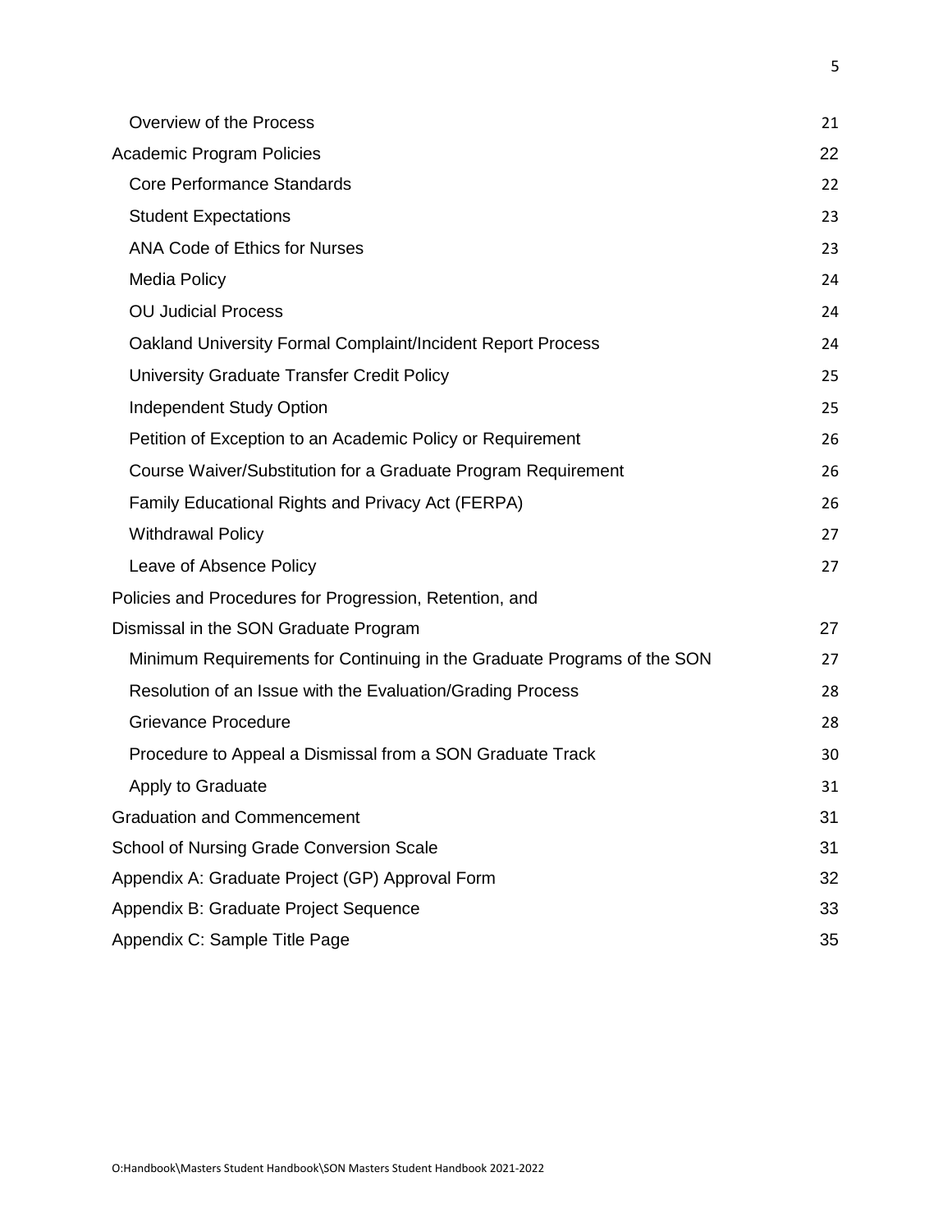| | |
|---|---|
| Overview of the Process | 21 |
| Academic Program Policies | 22 |
| Core Performance Standards | 22 |
| Student Expectations | 23 |
| ANA Code of Ethics for Nurses | 23 |
| Media Policy | 24 |
| OU Judicial Process | 24 |
| Oakland University Formal Complaint/Incident Report Process | 24 |
| University Graduate Transfer Credit Policy | 25 |
| Independent Study Option | 25 |
| Petition of Exception to an Academic Policy or Requirement | 26 |
| Course Waiver/Substitution for a Graduate Program Requirement | 26 |
| Family Educational Rights and Privacy Act (FERPA) | 26 |
| Withdrawal Policy | 27 |
| Leave of Absence Policy | 27 |
| Policies and Procedures for Progression, Retention, and Dismissal in the SON Graduate Program | 27 |
| Minimum Requirements for Continuing in the Graduate Programs of the SON | 27 |
| Resolution of an Issue with the Evaluation/Grading Process | 28 |
| Grievance Procedure | 28 |
| Procedure to Appeal a Dismissal from a SON Graduate Track | 30 |
| Apply to Graduate | 31 |
| Graduation and Commencement | 31 |
| School of Nursing Grade Conversion Scale | 31 |
| Appendix A: Graduate Project (GP) Approval Form | 32 |
| Appendix B: Graduate Project Sequence | 33 |
| Appendix C: Sample Title Page | 35 |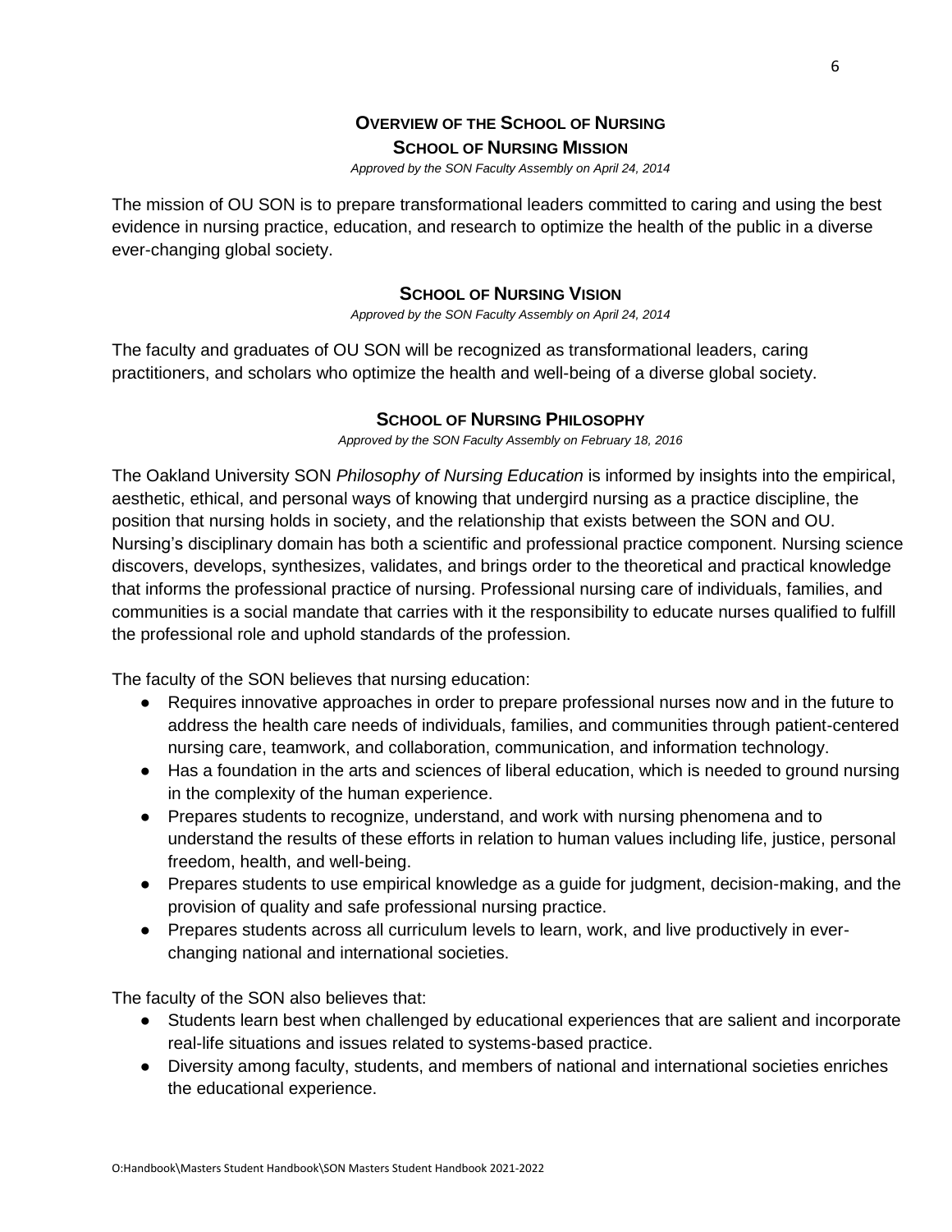# Overview of the School of Nursing

## School of Nursing Mission

*Approved by the SON Faculty Assembly on April 24, 2014*

The mission of OU SON is to prepare transformational leaders committed to caring and using the best evidence in nursing practice, education, and research to optimize the health of the public in a diverse ever-changing global society.

## School of Nursing Vision

*Approved by the SON Faculty Assembly on April 24, 2014*

The faculty and graduates of OU SON will be recognized as transformational leaders, caring practitioners, and scholars who optimize the health and well-being of a diverse global society.

## School of Nursing Philosophy

*Approved by the SON Faculty Assembly on February 18, 2016*

The Oakland University SON *Philosophy of Nursing Education* is informed by insights into the empirical, aesthetic, ethical, and personal ways of knowing that undergird nursing as a practice discipline, the position that nursing holds in society, and the relationship that exists between the SON and OU. Nursing's disciplinary domain has both a scientific and professional practice component. Nursing science discovers, develops, synthesizes, validates, and brings order to the theoretical and practical knowledge that informs the professional practice of nursing. Professional nursing care of individuals, families, and communities is a social mandate that carries with it the responsibility to educate nurses qualified to fulfill the professional role and uphold standards of the profession.

The faculty of the SON believes that nursing education:

- Requires innovative approaches in order to prepare professional nurses now and in the future to address the health care needs of individuals, families, and communities through patient-centered nursing care, teamwork, and collaboration, communication, and information technology.
- Has a foundation in the arts and sciences of liberal education, which is needed to ground nursing in the complexity of the human experience.
- Prepares students to recognize, understand, and work with nursing phenomena and to understand the results of these efforts in relation to human values including life, justice, personal freedom, health, and well-being.
- Prepares students to use empirical knowledge as a guide for judgment, decision-making, and the provision of quality and safe professional nursing practice.
- Prepares students across all curriculum levels to learn, work, and live productively in ever-changing national and international societies.

The faculty of the SON also believes that:

- Students learn best when challenged by educational experiences that are salient and incorporate real-life situations and issues related to systems-based practice.
- Diversity among faculty, students, and members of national and international societies enriches the educational experience.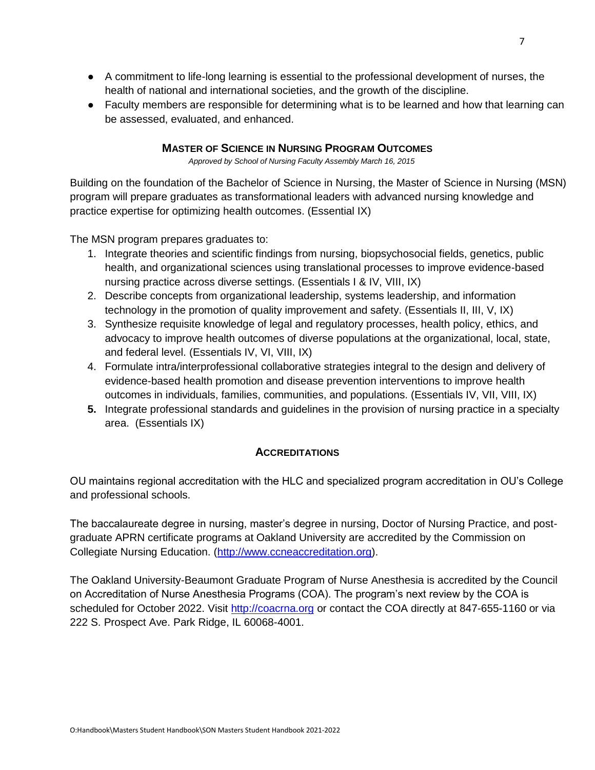- A commitment to life-long learning is essential to the professional development of nurses, the health of national and international societies, and the growth of the discipline.
- Faculty members are responsible for determining what is to be learned and how that learning can be assessed, evaluated, and enhanced.

## MASTER OF SCIENCE IN NURSING PROGRAM OUTCOMES

*Approved by School of Nursing Faculty Assembly March 16, 2015*

Building on the foundation of the Bachelor of Science in Nursing, the Master of Science in Nursing (MSN) program will prepare graduates as transformational leaders with advanced nursing knowledge and practice expertise for optimizing health outcomes. (Essential IX)

The MSN program prepares graduates to:

1. Integrate theories and scientific findings from nursing, biopsychosocial fields, genetics, public health, and organizational sciences using translational processes to improve evidence-based nursing practice across diverse settings. (Essentials I & IV, VIII, IX)
2. Describe concepts from organizational leadership, systems leadership, and information technology in the promotion of quality improvement and safety. (Essentials II, III, V, IX)
3. Synthesize requisite knowledge of legal and regulatory processes, health policy, ethics, and advocacy to improve health outcomes of diverse populations at the organizational, local, state, and federal level. (Essentials IV, VI, VIII, IX)
4. Formulate intra/interprofessional collaborative strategies integral to the design and delivery of evidence-based health promotion and disease prevention interventions to improve health outcomes in individuals, families, communities, and populations. (Essentials IV, VII, VIII, IX)
5. Integrate professional standards and guidelines in the provision of nursing practice in a specialty area. (Essentials IX)

## ACCREDITATIONS

OU maintains regional accreditation with the HLC and specialized program accreditation in OU's College and professional schools.

The baccalaureate degree in nursing, master's degree in nursing, Doctor of Nursing Practice, and post-graduate APRN certificate programs at Oakland University are accredited by the Commission on Collegiate Nursing Education. (http://www.ccneaccreditation.org).

The Oakland University-Beaumont Graduate Program of Nurse Anesthesia is accredited by the Council on Accreditation of Nurse Anesthesia Programs (COA). The program's next review by the COA is scheduled for October 2022. Visit http://coacrna.org or contact the COA directly at 847-655-1160 or via 222 S. Prospect Ave. Park Ridge, IL 60068-4001.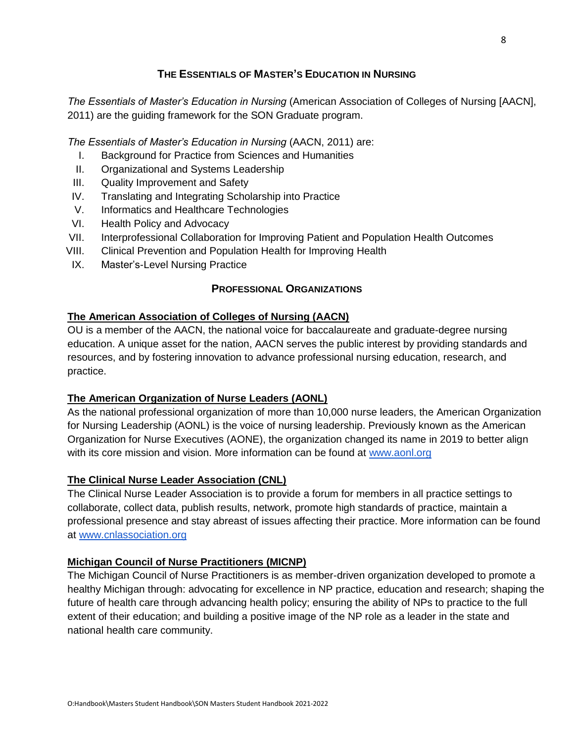## THE ESSENTIALS OF MASTER'S EDUCATION IN NURSING

*The Essentials of Master's Education in Nursing* (American Association of Colleges of Nursing [AACN], 2011) are the guiding framework for the SON Graduate program.

*The Essentials of Master's Education in Nursing* (AACN, 2011) are:

I. Background for Practice from Sciences and Humanities
II. Organizational and Systems Leadership
III. Quality Improvement and Safety
IV. Translating and Integrating Scholarship into Practice
V. Informatics and Healthcare Technologies
VI. Health Policy and Advocacy
VII. Interprofessional Collaboration for Improving Patient and Population Health Outcomes
VIII. Clinical Prevention and Population Health for Improving Health
IX. Master's-Level Nursing Practice

## PROFESSIONAL ORGANIZATIONS

### The American Association of Colleges of Nursing (AACN)

OU is a member of the AACN, the national voice for baccalaureate and graduate-degree nursing education. A unique asset for the nation, AACN serves the public interest by providing standards and resources, and by fostering innovation to advance professional nursing education, research, and practice.

### The American Organization of Nurse Leaders (AONL)

As the national professional organization of more than 10,000 nurse leaders, the American Organization for Nursing Leadership (AONL) is the voice of nursing leadership. Previously known as the American Organization for Nurse Executives (AONE), the organization changed its name in 2019 to better align with its core mission and vision. More information can be found at www.aonl.org

### The Clinical Nurse Leader Association (CNL)

The Clinical Nurse Leader Association is to provide a forum for members in all practice settings to collaborate, collect data, publish results, network, promote high standards of practice, maintain a professional presence and stay abreast of issues affecting their practice. More information can be found at www.cnlassociation.org

### Michigan Council of Nurse Practitioners (MICNP)

The Michigan Council of Nurse Practitioners is as member-driven organization developed to promote a healthy Michigan through: advocating for excellence in NP practice, education and research; shaping the future of health care through advancing health policy; ensuring the ability of NPs to practice to the full extent of their education; and building a positive image of the NP role as a leader in the state and national health care community.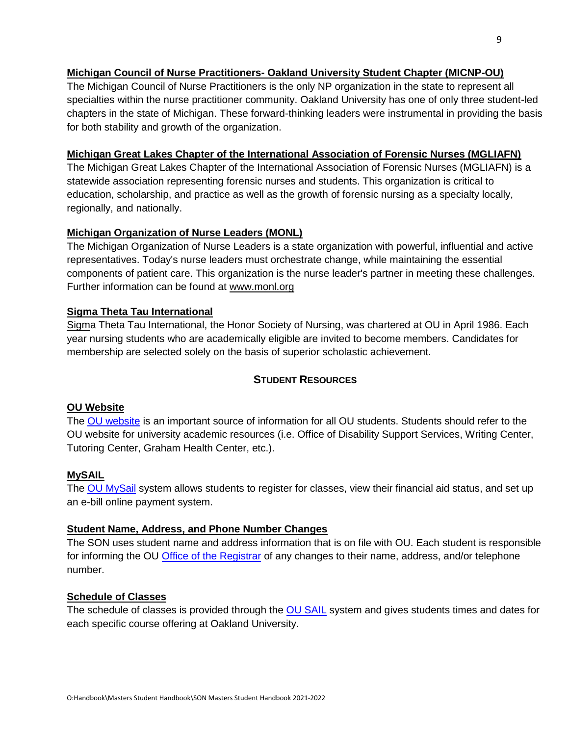### Michigan Council of Nurse Practitioners- Oakland University Student Chapter (MICNP-OU)

The Michigan Council of Nurse Practitioners is the only NP organization in the state to represent all specialties within the nurse practitioner community. Oakland University has one of only three student-led chapters in the state of Michigan. These forward-thinking leaders were instrumental in providing the basis for both stability and growth of the organization.

### Michigan Great Lakes Chapter of the International Association of Forensic Nurses (MGLIAFN)

The Michigan Great Lakes Chapter of the International Association of Forensic Nurses (MGLIAFN) is a statewide association representing forensic nurses and students. This organization is critical to education, scholarship, and practice as well as the growth of forensic nursing as a specialty locally, regionally, and nationally.

### Michigan Organization of Nurse Leaders (MONL)

The Michigan Organization of Nurse Leaders is a state organization with powerful, influential and active representatives. Today's nurse leaders must orchestrate change, while maintaining the essential components of patient care. This organization is the nurse leader's partner in meeting these challenges. Further information can be found at www.monl.org

### Sigma Theta Tau International

Sigma Theta Tau International, the Honor Society of Nursing, was chartered at OU in April 1986. Each year nursing students who are academically eligible are invited to become members. Candidates for membership are selected solely on the basis of superior scholastic achievement.

## STUDENT RESOURCES

### OU Website

The OU website is an important source of information for all OU students. Students should refer to the OU website for university academic resources (i.e. Office of Disability Support Services, Writing Center, Tutoring Center, Graham Health Center, etc.).

### MySAIL

The OU MySail system allows students to register for classes, view their financial aid status, and set up an e-bill online payment system.

### Student Name, Address, and Phone Number Changes

The SON uses student name and address information that is on file with OU. Each student is responsible for informing the OU Office of the Registrar of any changes to their name, address, and/or telephone number.

### Schedule of Classes

The schedule of classes is provided through the OU SAIL system and gives students times and dates for each specific course offering at Oakland University.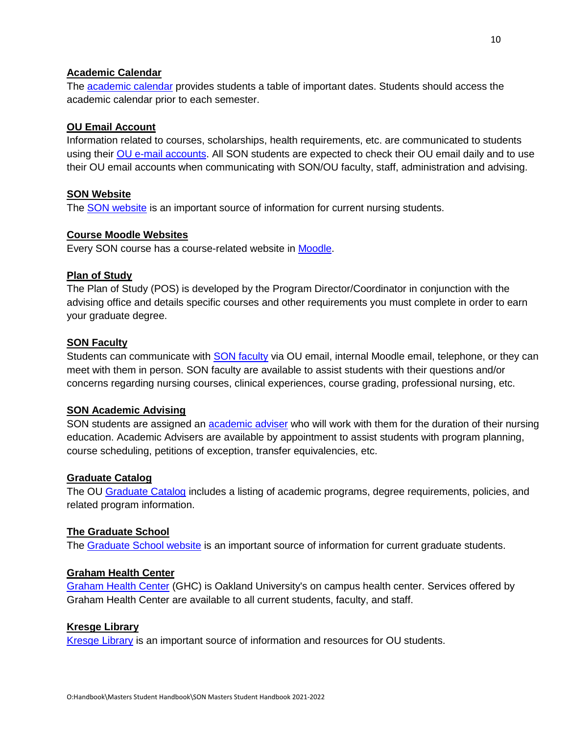**Academic Calendar**

The academic calendar provides students a table of important dates. Students should access the academic calendar prior to each semester.

**OU Email Account**

Information related to courses, scholarships, health requirements, etc. are communicated to students using their OU e-mail accounts. All SON students are expected to check their OU email daily and to use their OU email accounts when communicating with SON/OU faculty, staff, administration and advising.

**SON Website**

The SON website is an important source of information for current nursing students.

**Course Moodle Websites**

Every SON course has a course-related website in Moodle.

**Plan of Study**

The Plan of Study (POS) is developed by the Program Director/Coordinator in conjunction with the advising office and details specific courses and other requirements you must complete in order to earn your graduate degree.

**SON Faculty**

Students can communicate with SON faculty via OU email, internal Moodle email, telephone, or they can meet with them in person. SON faculty are available to assist students with their questions and/or concerns regarding nursing courses, clinical experiences, course grading, professional nursing, etc.

**SON Academic Advising**

SON students are assigned an academic adviser who will work with them for the duration of their nursing education. Academic Advisers are available by appointment to assist students with program planning, course scheduling, petitions of exception, transfer equivalencies, etc.

**Graduate Catalog**

The OU Graduate Catalog includes a listing of academic programs, degree requirements, policies, and related program information.

**The Graduate School**

The Graduate School website is an important source of information for current graduate students.

**Graham Health Center**

Graham Health Center (GHC) is Oakland University's on campus health center. Services offered by Graham Health Center are available to all current students, faculty, and staff.

**Kresge Library**

Kresge Library is an important source of information and resources for OU students.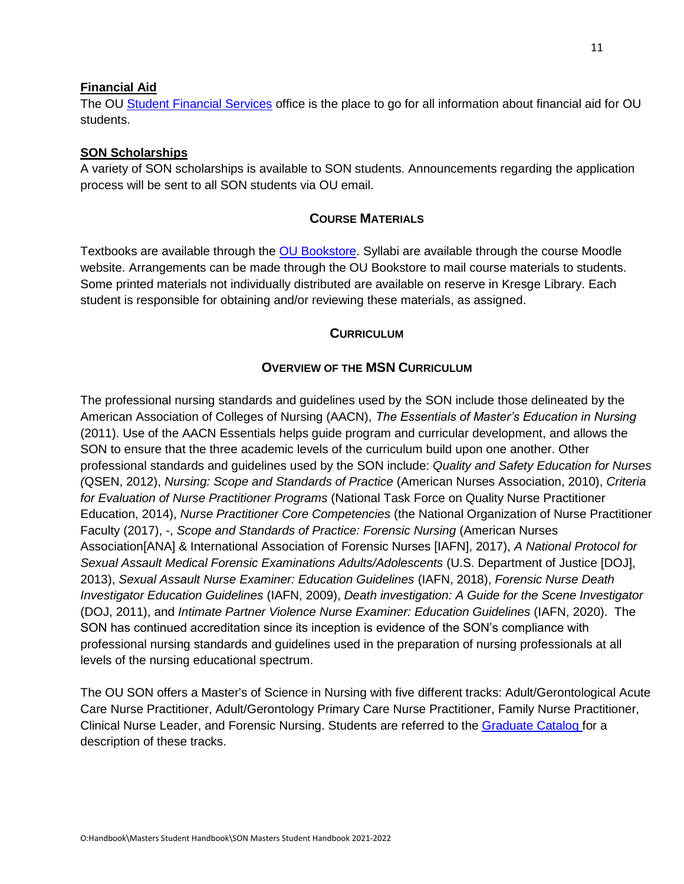**Financial Aid**

The OU Student Financial Services office is the place to go for all information about financial aid for OU students.

**SON Scholarships**

A variety of SON scholarships is available to SON students. Announcements regarding the application process will be sent to all SON students via OU email.

## COURSE MATERIALS

Textbooks are available through the OU Bookstore. Syllabi are available through the course Moodle website. Arrangements can be made through the OU Bookstore to mail course materials to students. Some printed materials not individually distributed are available on reserve in Kresge Library. Each student is responsible for obtaining and/or reviewing these materials, as assigned.

## CURRICULUM

### OVERVIEW OF THE MSN CURRICULUM

The professional nursing standards and guidelines used by the SON include those delineated by the American Association of Colleges of Nursing (AACN), *The Essentials of Master's Education in Nursing* (2011). Use of the AACN Essentials helps guide program and curricular development, and allows the SON to ensure that the three academic levels of the curriculum build upon one another. Other professional standards and guidelines used by the SON include: *Quality and Safety Education for Nurses (*QSEN, 2012), *Nursing: Scope and Standards of Practice* (American Nurses Association, 2010), *Criteria for Evaluation of Nurse Practitioner Programs* (National Task Force on Quality Nurse Practitioner Education, 2014), *Nurse Practitioner Core Competencies* (the National Organization of Nurse Practitioner Faculty (2017), -, *Scope and Standards of Practice: Forensic Nursing* (American Nurses Association[ANA] & International Association of Forensic Nurses [IAFN], 2017), *A National Protocol for Sexual Assault Medical Forensic Examinations Adults/Adolescents* (U.S. Department of Justice [DOJ], 2013), *Sexual Assault Nurse Examiner: Education Guidelines* (IAFN, 2018), *Forensic Nurse Death Investigator Education Guidelines* (IAFN, 2009), *Death investigation: A Guide for the Scene Investigator* (DOJ, 2011), and *Intimate Partner Violence Nurse Examiner: Education Guidelines* (IAFN, 2020). The SON has continued accreditation since its inception is evidence of the SON's compliance with professional nursing standards and guidelines used in the preparation of nursing professionals at all levels of the nursing educational spectrum.

The OU SON offers a Master's of Science in Nursing with five different tracks: Adult/Gerontological Acute Care Nurse Practitioner, Adult/Gerontology Primary Care Nurse Practitioner, Family Nurse Practitioner, Clinical Nurse Leader, and Forensic Nursing. Students are referred to the Graduate Catalog for a description of these tracks.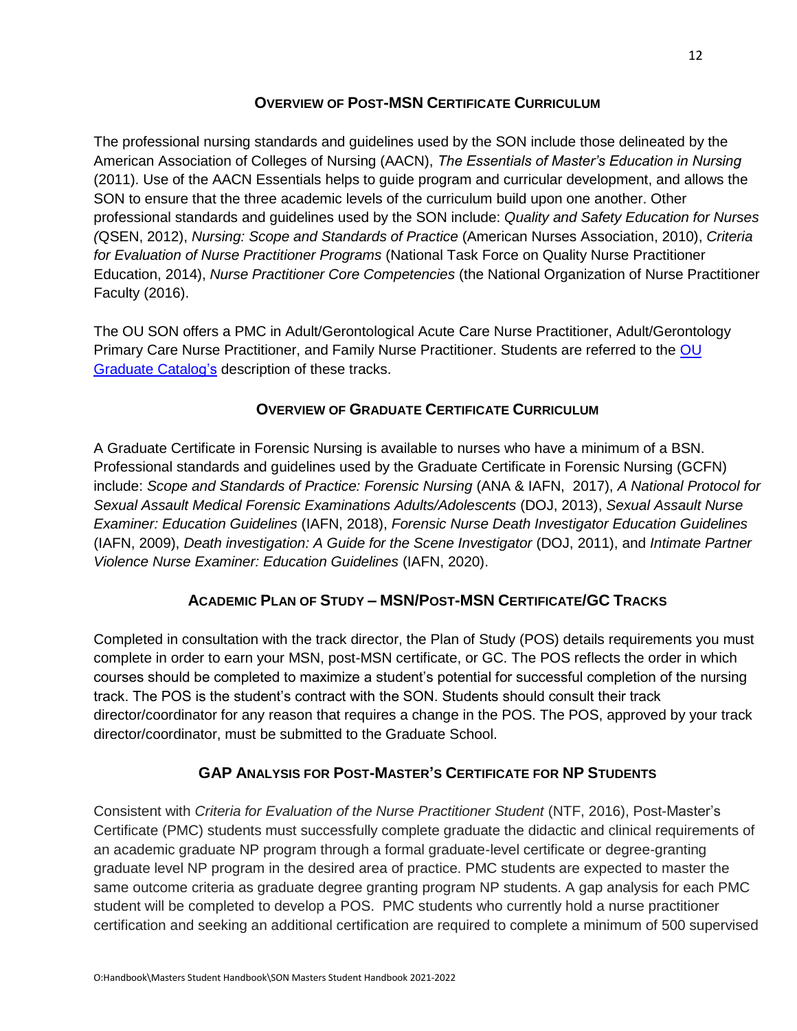## Overview of Post-MSN Certificate Curriculum

The professional nursing standards and guidelines used by the SON include those delineated by the American Association of Colleges of Nursing (AACN), *The Essentials of Master's Education in Nursing* (2011). Use of the AACN Essentials helps to guide program and curricular development, and allows the SON to ensure that the three academic levels of the curriculum build upon one another. Other professional standards and guidelines used by the SON include: *Quality and Safety Education for Nurses (*QSEN, 2012), *Nursing: Scope and Standards of Practice* (American Nurses Association, 2010), *Criteria for Evaluation of Nurse Practitioner Programs* (National Task Force on Quality Nurse Practitioner Education, 2014), *Nurse Practitioner Core Competencies* (the National Organization of Nurse Practitioner Faculty (2016).

The OU SON offers a PMC in Adult/Gerontological Acute Care Nurse Practitioner, Adult/Gerontology Primary Care Nurse Practitioner, and Family Nurse Practitioner. Students are referred to the OU Graduate Catalog's description of these tracks.

## Overview of Graduate Certificate Curriculum

A Graduate Certificate in Forensic Nursing is available to nurses who have a minimum of a BSN. Professional standards and guidelines used by the Graduate Certificate in Forensic Nursing (GCFN) include: *Scope and Standards of Practice: Forensic Nursing* (ANA & IAFN, 2017), *A National Protocol for Sexual Assault Medical Forensic Examinations Adults/Adolescents* (DOJ, 2013), *Sexual Assault Nurse Examiner: Education Guidelines* (IAFN, 2018), *Forensic Nurse Death Investigator Education Guidelines* (IAFN, 2009), *Death investigation: A Guide for the Scene Investigator* (DOJ, 2011), and *Intimate Partner Violence Nurse Examiner: Education Guidelines* (IAFN, 2020).

## Academic Plan of Study – MSN/Post-MSN Certificate/GC Tracks

Completed in consultation with the track director, the Plan of Study (POS) details requirements you must complete in order to earn your MSN, post-MSN certificate, or GC. The POS reflects the order in which courses should be completed to maximize a student's potential for successful completion of the nursing track. The POS is the student's contract with the SON. Students should consult their track director/coordinator for any reason that requires a change in the POS. The POS, approved by your track director/coordinator, must be submitted to the Graduate School.

## GAP Analysis for Post-Master's Certificate for NP Students

Consistent with *Criteria for Evaluation of the Nurse Practitioner Student* (NTF, 2016), Post-Master's Certificate (PMC) students must successfully complete graduate the didactic and clinical requirements of an academic graduate NP program through a formal graduate-level certificate or degree-granting graduate level NP program in the desired area of practice. PMC students are expected to master the same outcome criteria as graduate degree granting program NP students. A gap analysis for each PMC student will be completed to develop a POS. PMC students who currently hold a nurse practitioner certification and seeking an additional certification are required to complete a minimum of 500 supervised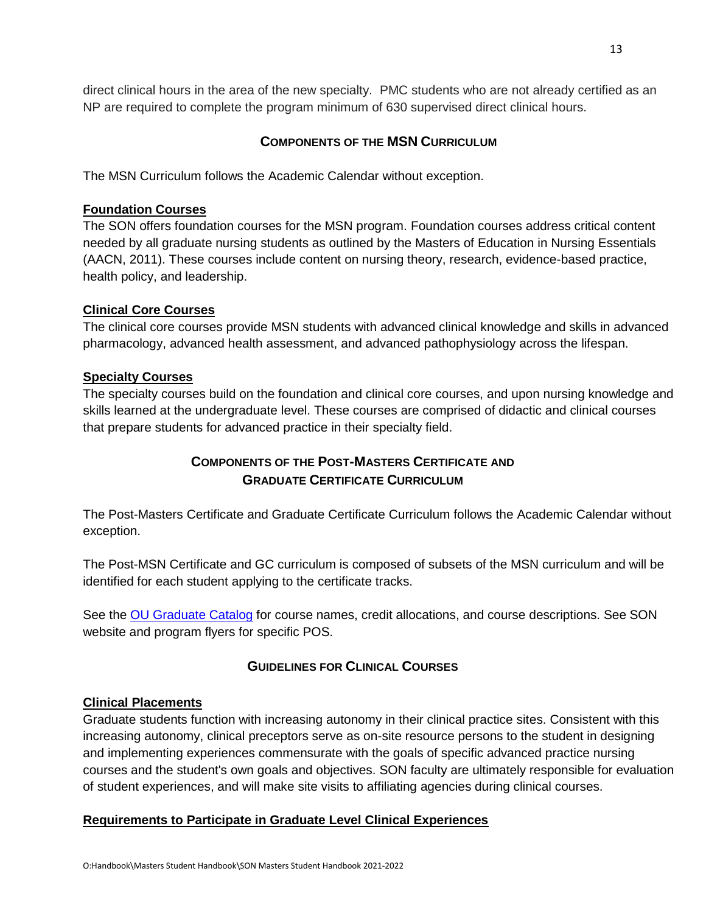direct clinical hours in the area of the new specialty. PMC students who are not already certified as an NP are required to complete the program minimum of 630 supervised direct clinical hours.

## Components of the MSN Curriculum

The MSN Curriculum follows the Academic Calendar without exception.

### Foundation Courses

The SON offers foundation courses for the MSN program. Foundation courses address critical content needed by all graduate nursing students as outlined by the Masters of Education in Nursing Essentials (AACN, 2011). These courses include content on nursing theory, research, evidence-based practice, health policy, and leadership.

### Clinical Core Courses

The clinical core courses provide MSN students with advanced clinical knowledge and skills in advanced pharmacology, advanced health assessment, and advanced pathophysiology across the lifespan.

### Specialty Courses

The specialty courses build on the foundation and clinical core courses, and upon nursing knowledge and skills learned at the undergraduate level. These courses are comprised of didactic and clinical courses that prepare students for advanced practice in their specialty field.

## Components of the Post-Masters Certificate and Graduate Certificate Curriculum

The Post-Masters Certificate and Graduate Certificate Curriculum follows the Academic Calendar without exception.

The Post-MSN Certificate and GC curriculum is composed of subsets of the MSN curriculum and will be identified for each student applying to the certificate tracks.

See the OU Graduate Catalog for course names, credit allocations, and course descriptions. See SON website and program flyers for specific POS.

## Guidelines for Clinical Courses

### Clinical Placements

Graduate students function with increasing autonomy in their clinical practice sites. Consistent with this increasing autonomy, clinical preceptors serve as on-site resource persons to the student in designing and implementing experiences commensurate with the goals of specific advanced practice nursing courses and the student's own goals and objectives. SON faculty are ultimately responsible for evaluation of student experiences, and will make site visits to affiliating agencies during clinical courses.

### Requirements to Participate in Graduate Level Clinical Experiences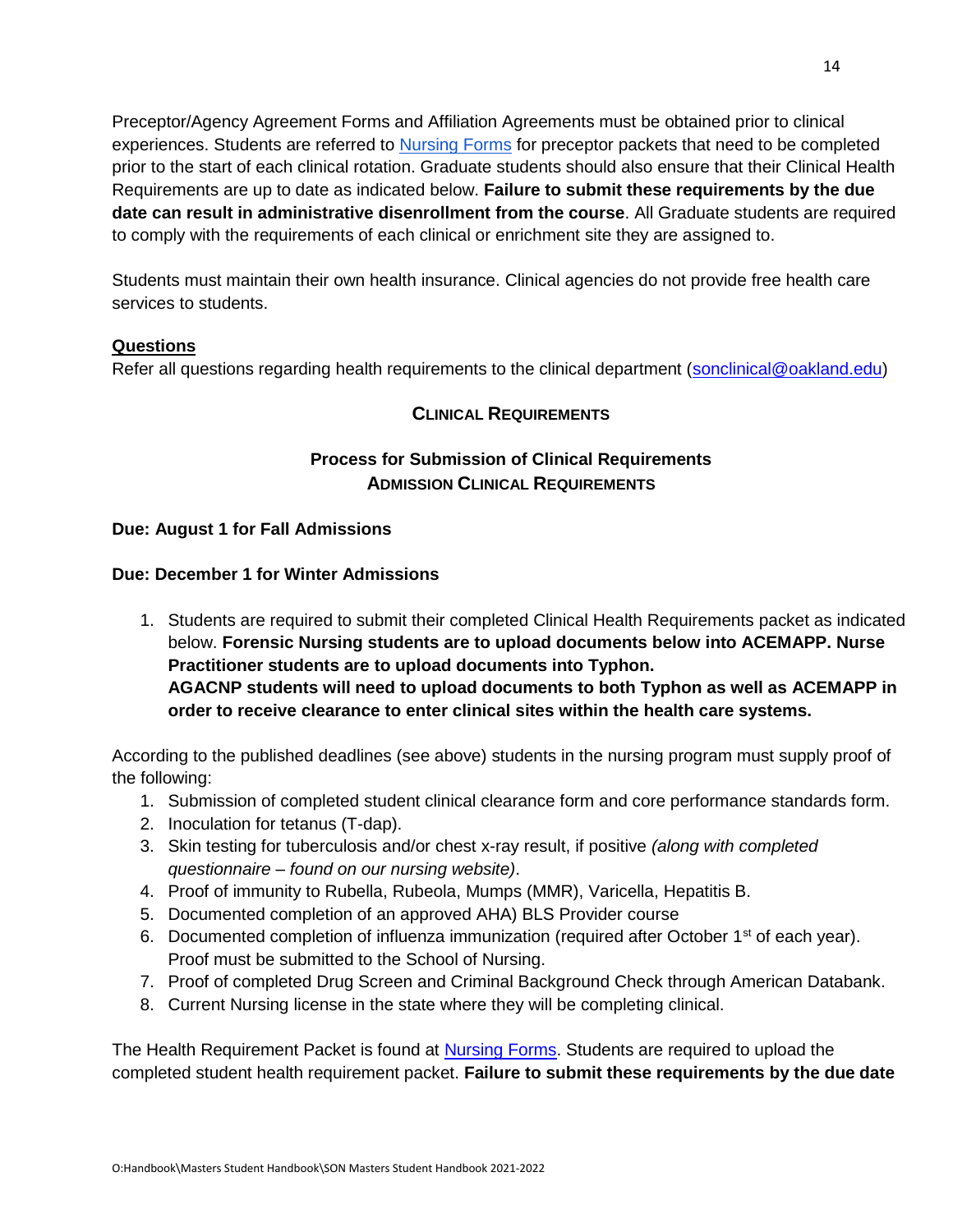Preceptor/Agency Agreement Forms and Affiliation Agreements must be obtained prior to clinical experiences. Students are referred to [Nursing Forms]() for preceptor packets that need to be completed prior to the start of each clinical rotation. Graduate students should also ensure that their Clinical Health Requirements are up to date as indicated below. **Failure to submit these requirements by the due date can result in administrative disenrollment from the course**. All Graduate students are required to comply with the requirements of each clinical or enrichment site they are assigned to.

Students must maintain their own health insurance. Clinical agencies do not provide free health care services to students.

**Questions**

Refer all questions regarding health requirements to the clinical department (sonclinical@oakland.edu)

## CLINICAL REQUIREMENTS

### Process for Submission of Clinical Requirements
### ADMISSION CLINICAL REQUIREMENTS

**Due: August 1 for Fall Admissions**

**Due: December 1 for Winter Admissions**

1. Students are required to submit their completed Clinical Health Requirements packet as indicated below. **Forensic Nursing students are to upload documents below into ACEMAPP. Nurse Practitioner students are to upload documents into Typhon. AGACNP students will need to upload documents to both Typhon as well as ACEMAPP in order to receive clearance to enter clinical sites within the health care systems.**

According to the published deadlines (see above) students in the nursing program must supply proof of the following:

1. Submission of completed student clinical clearance form and core performance standards form.
2. Inoculation for tetanus (T-dap).
3. Skin testing for tuberculosis and/or chest x-ray result, if positive *(along with completed questionnaire – found on our nursing website)*.
4. Proof of immunity to Rubella, Rubeola, Mumps (MMR), Varicella, Hepatitis B.
5. Documented completion of an approved AHA) BLS Provider course
6. Documented completion of influenza immunization (required after October 1st of each year). Proof must be submitted to the School of Nursing.
7. Proof of completed Drug Screen and Criminal Background Check through American Databank.
8. Current Nursing license in the state where they will be completing clinical.

The Health Requirement Packet is found at [Nursing Forms](). Students are required to upload the completed student health requirement packet. **Failure to submit these requirements by the due date**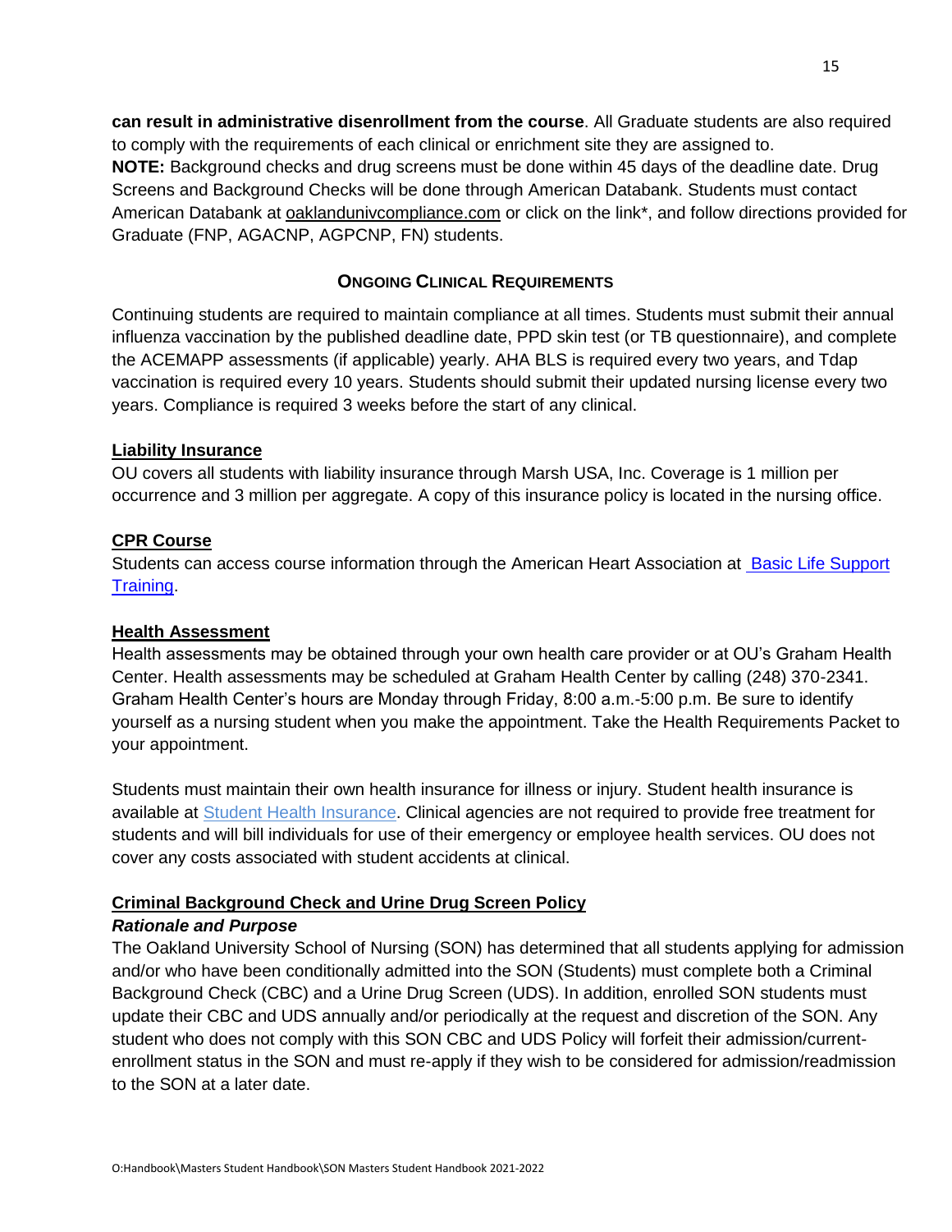**can result in administrative disenrollment from the course**. All Graduate students are also required to comply with the requirements of each clinical or enrichment site they are assigned to.
**NOTE:** Background checks and drug screens must be done within 45 days of the deadline date. Drug Screens and Background Checks will be done through American Databank. Students must contact American Databank at oaklandunivcompliance.com or click on the link*, and follow directions provided for Graduate (FNP, AGACNP, AGPCNP, FN) students.

## ONGOING CLINICAL REQUIREMENTS

Continuing students are required to maintain compliance at all times. Students must submit their annual influenza vaccination by the published deadline date, PPD skin test (or TB questionnaire), and complete the ACEMAPP assessments (if applicable) yearly. AHA BLS is required every two years, and Tdap vaccination is required every 10 years. Students should submit their updated nursing license every two years. Compliance is required 3 weeks before the start of any clinical.

### Liability Insurance

OU covers all students with liability insurance through Marsh USA, Inc. Coverage is 1 million per occurrence and 3 million per aggregate. A copy of this insurance policy is located in the nursing office.

### CPR Course

Students can access course information through the American Heart Association at Basic Life Support Training.

### Health Assessment

Health assessments may be obtained through your own health care provider or at OU's Graham Health Center. Health assessments may be scheduled at Graham Health Center by calling (248) 370-2341. Graham Health Center's hours are Monday through Friday, 8:00 a.m.-5:00 p.m. Be sure to identify yourself as a nursing student when you make the appointment. Take the Health Requirements Packet to your appointment.

Students must maintain their own health insurance for illness or injury. Student health insurance is available at Student Health Insurance. Clinical agencies are not required to provide free treatment for students and will bill individuals for use of their emergency or employee health services. OU does not cover any costs associated with student accidents at clinical.

### Criminal Background Check and Urine Drug Screen Policy

***Rationale and Purpose***

The Oakland University School of Nursing (SON) has determined that all students applying for admission and/or who have been conditionally admitted into the SON (Students) must complete both a Criminal Background Check (CBC) and a Urine Drug Screen (UDS). In addition, enrolled SON students must update their CBC and UDS annually and/or periodically at the request and discretion of the SON. Any student who does not comply with this SON CBC and UDS Policy will forfeit their admission/current-enrollment status in the SON and must re-apply if they wish to be considered for admission/readmission to the SON at a later date.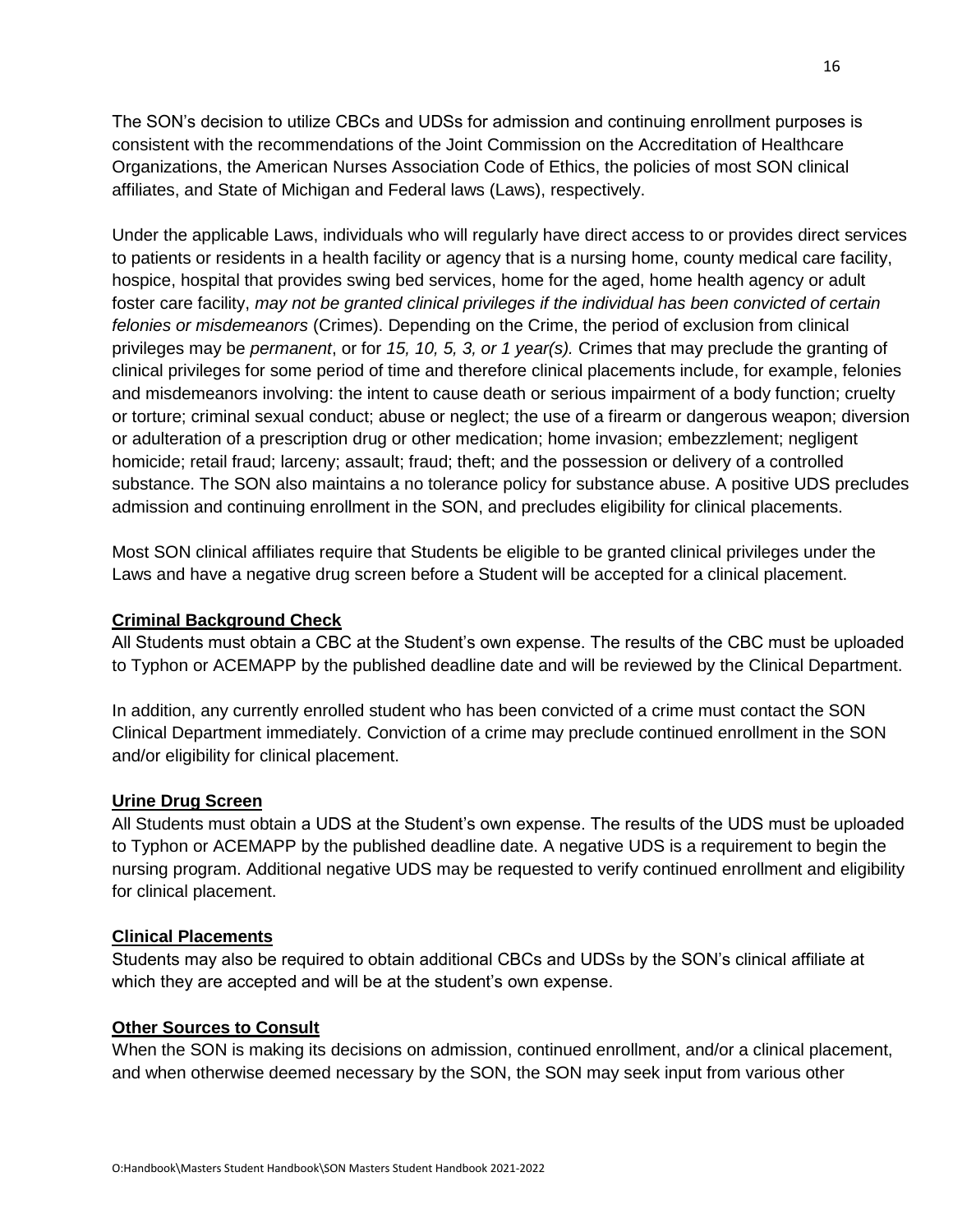The SON's decision to utilize CBCs and UDSs for admission and continuing enrollment purposes is consistent with the recommendations of the Joint Commission on the Accreditation of Healthcare Organizations, the American Nurses Association Code of Ethics, the policies of most SON clinical affiliates, and State of Michigan and Federal laws (Laws), respectively.

Under the applicable Laws, individuals who will regularly have direct access to or provides direct services to patients or residents in a health facility or agency that is a nursing home, county medical care facility, hospice, hospital that provides swing bed services, home for the aged, home health agency or adult foster care facility, *may not be granted clinical privileges if the individual has been convicted of certain felonies or misdemeanors* (Crimes). Depending on the Crime, the period of exclusion from clinical privileges may be *permanent*, or for *15, 10, 5, 3, or 1 year(s).* Crimes that may preclude the granting of clinical privileges for some period of time and therefore clinical placements include, for example, felonies and misdemeanors involving: the intent to cause death or serious impairment of a body function; cruelty or torture; criminal sexual conduct; abuse or neglect; the use of a firearm or dangerous weapon; diversion or adulteration of a prescription drug or other medication; home invasion; embezzlement; negligent homicide; retail fraud; larceny; assault; fraud; theft; and the possession or delivery of a controlled substance. The SON also maintains a no tolerance policy for substance abuse. A positive UDS precludes admission and continuing enrollment in the SON, and precludes eligibility for clinical placements.

Most SON clinical affiliates require that Students be eligible to be granted clinical privileges under the Laws and have a negative drug screen before a Student will be accepted for a clinical placement.

**Criminal Background Check**

All Students must obtain a CBC at the Student's own expense. The results of the CBC must be uploaded to Typhon or ACEMAPP by the published deadline date and will be reviewed by the Clinical Department.

In addition, any currently enrolled student who has been convicted of a crime must contact the SON Clinical Department immediately. Conviction of a crime may preclude continued enrollment in the SON and/or eligibility for clinical placement.

**Urine Drug Screen**

All Students must obtain a UDS at the Student's own expense. The results of the UDS must be uploaded to Typhon or ACEMAPP by the published deadline date. A negative UDS is a requirement to begin the nursing program. Additional negative UDS may be requested to verify continued enrollment and eligibility for clinical placement.

**Clinical Placements**

Students may also be required to obtain additional CBCs and UDSs by the SON's clinical affiliate at which they are accepted and will be at the student's own expense.

**Other Sources to Consult**

When the SON is making its decisions on admission, continued enrollment, and/or a clinical placement, and when otherwise deemed necessary by the SON, the SON may seek input from various other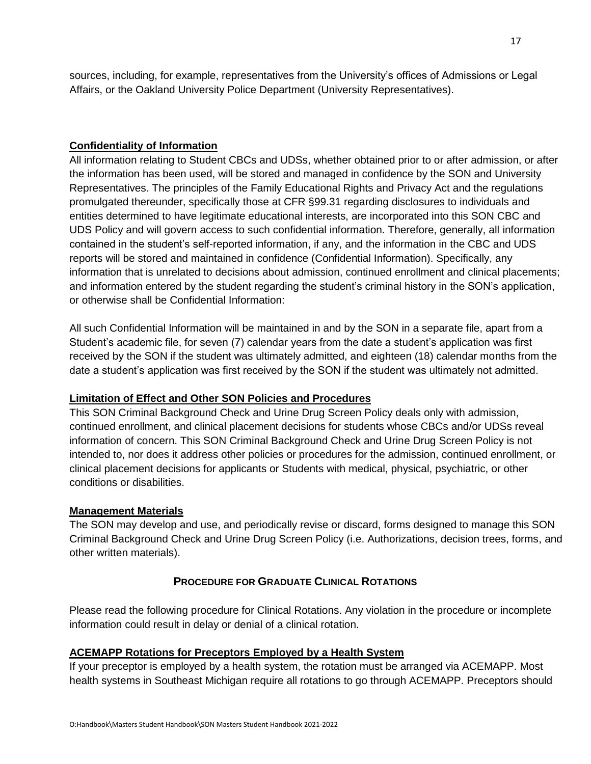sources, including, for example, representatives from the University's offices of Admissions or Legal Affairs, or the Oakland University Police Department (University Representatives).

**Confidentiality of Information**

All information relating to Student CBCs and UDSs, whether obtained prior to or after admission, or after the information has been used, will be stored and managed in confidence by the SON and University Representatives. The principles of the Family Educational Rights and Privacy Act and the regulations promulgated thereunder, specifically those at CFR §99.31 regarding disclosures to individuals and entities determined to have legitimate educational interests, are incorporated into this SON CBC and UDS Policy and will govern access to such confidential information. Therefore, generally, all information contained in the student's self-reported information, if any, and the information in the CBC and UDS reports will be stored and maintained in confidence (Confidential Information). Specifically, any information that is unrelated to decisions about admission, continued enrollment and clinical placements; and information entered by the student regarding the student's criminal history in the SON's application, or otherwise shall be Confidential Information:

All such Confidential Information will be maintained in and by the SON in a separate file, apart from a Student's academic file, for seven (7) calendar years from the date a student's application was first received by the SON if the student was ultimately admitted, and eighteen (18) calendar months from the date a student's application was first received by the SON if the student was ultimately not admitted.

**Limitation of Effect and Other SON Policies and Procedures**

This SON Criminal Background Check and Urine Drug Screen Policy deals only with admission, continued enrollment, and clinical placement decisions for students whose CBCs and/or UDSs reveal information of concern. This SON Criminal Background Check and Urine Drug Screen Policy is not intended to, nor does it address other policies or procedures for the admission, continued enrollment, or clinical placement decisions for applicants or Students with medical, physical, psychiatric, or other conditions or disabilities.

**Management Materials**

The SON may develop and use, and periodically revise or discard, forms designed to manage this SON Criminal Background Check and Urine Drug Screen Policy (i.e. Authorizations, decision trees, forms, and other written materials).

## PROCEDURE FOR GRADUATE CLINICAL ROTATIONS

Please read the following procedure for Clinical Rotations. Any violation in the procedure or incomplete information could result in delay or denial of a clinical rotation.

**ACEMAPP Rotations for Preceptors Employed by a Health System**

If your preceptor is employed by a health system, the rotation must be arranged via ACEMAPP. Most health systems in Southeast Michigan require all rotations to go through ACEMAPP. Preceptors should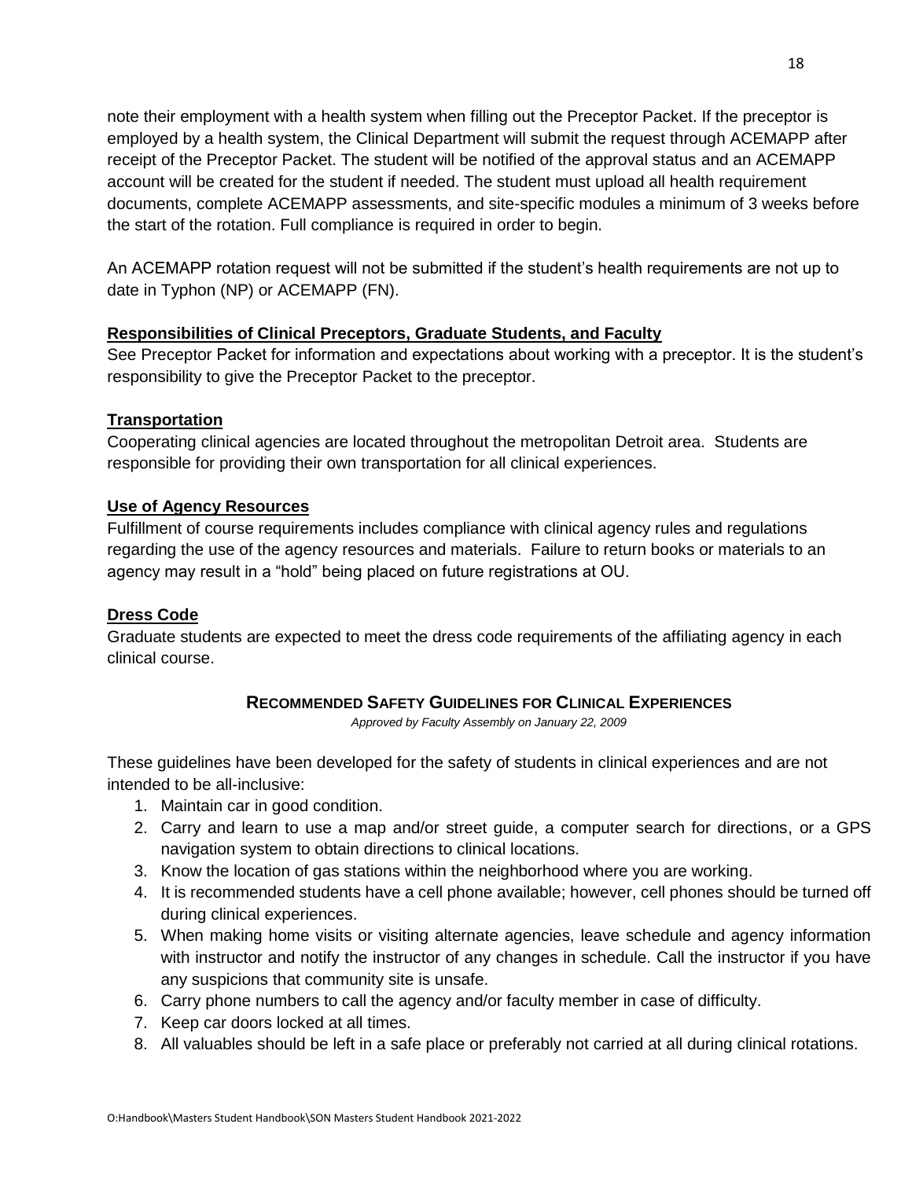note their employment with a health system when filling out the Preceptor Packet. If the preceptor is employed by a health system, the Clinical Department will submit the request through ACEMAPP after receipt of the Preceptor Packet. The student will be notified of the approval status and an ACEMAPP account will be created for the student if needed. The student must upload all health requirement documents, complete ACEMAPP assessments, and site-specific modules a minimum of 3 weeks before the start of the rotation. Full compliance is required in order to begin.

An ACEMAPP rotation request will not be submitted if the student's health requirements are not up to date in Typhon (NP) or ACEMAPP (FN).

### Responsibilities of Clinical Preceptors, Graduate Students, and Faculty

See Preceptor Packet for information and expectations about working with a preceptor. It is the student's responsibility to give the Preceptor Packet to the preceptor.

### Transportation

Cooperating clinical agencies are located throughout the metropolitan Detroit area. Students are responsible for providing their own transportation for all clinical experiences.

### Use of Agency Resources

Fulfillment of course requirements includes compliance with clinical agency rules and regulations regarding the use of the agency resources and materials. Failure to return books or materials to an agency may result in a "hold" being placed on future registrations at OU.

### Dress Code

Graduate students are expected to meet the dress code requirements of the affiliating agency in each clinical course.

## Recommended Safety Guidelines for Clinical Experiences

*Approved by Faculty Assembly on January 22, 2009*

These guidelines have been developed for the safety of students in clinical experiences and are not intended to be all-inclusive:

1. Maintain car in good condition.
2. Carry and learn to use a map and/or street guide, a computer search for directions, or a GPS navigation system to obtain directions to clinical locations.
3. Know the location of gas stations within the neighborhood where you are working.
4. It is recommended students have a cell phone available; however, cell phones should be turned off during clinical experiences.
5. When making home visits or visiting alternate agencies, leave schedule and agency information with instructor and notify the instructor of any changes in schedule. Call the instructor if you have any suspicions that community site is unsafe.
6. Carry phone numbers to call the agency and/or faculty member in case of difficulty.
7. Keep car doors locked at all times.
8. All valuables should be left in a safe place or preferably not carried at all during clinical rotations.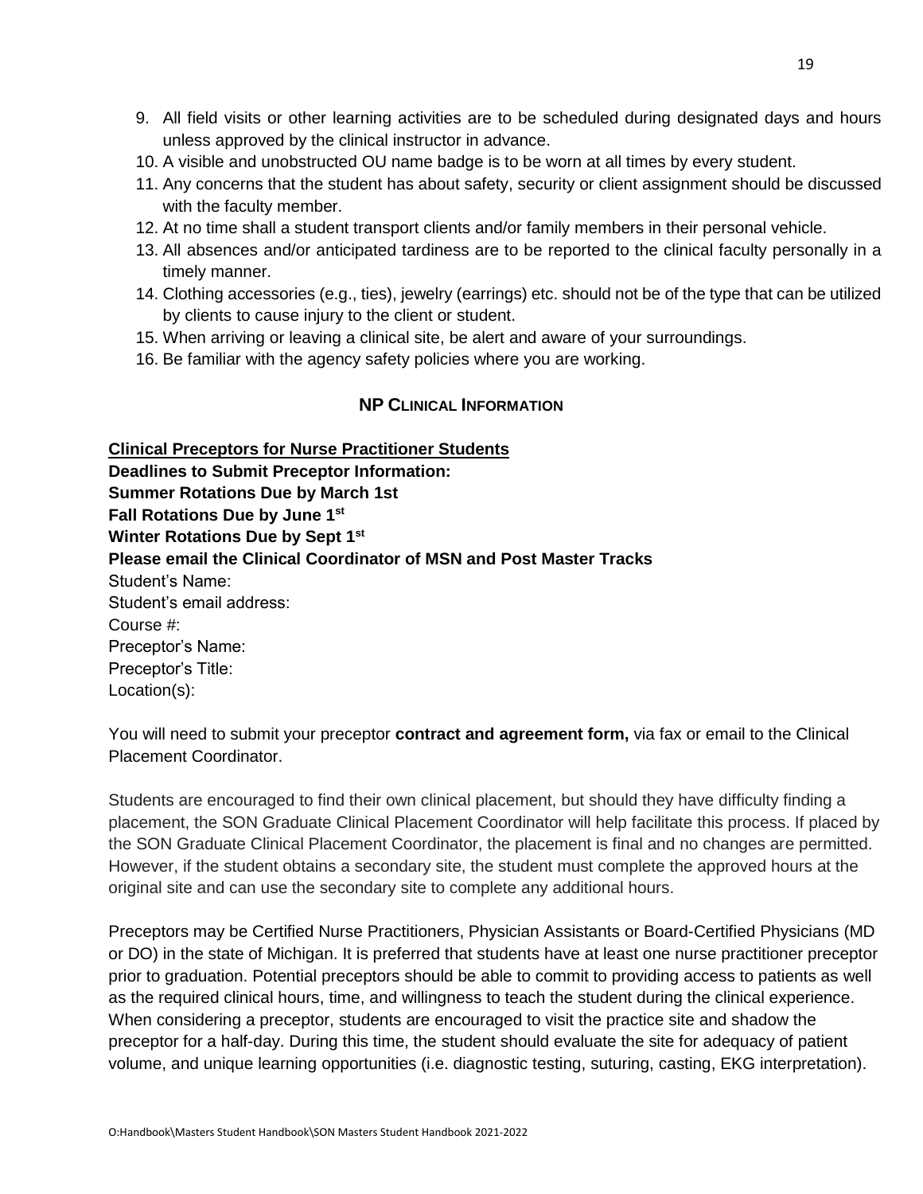9. All field visits or other learning activities are to be scheduled during designated days and hours unless approved by the clinical instructor in advance.
10. A visible and unobstructed OU name badge is to be worn at all times by every student.
11. Any concerns that the student has about safety, security or client assignment should be discussed with the faculty member.
12. At no time shall a student transport clients and/or family members in their personal vehicle.
13. All absences and/or anticipated tardiness are to be reported to the clinical faculty personally in a timely manner.
14. Clothing accessories (e.g., ties), jewelry (earrings) etc. should not be of the type that can be utilized by clients to cause injury to the client or student.
15. When arriving or leaving a clinical site, be alert and aware of your surroundings.
16. Be familiar with the agency safety policies where you are working.

## NP Clinical Information

**Clinical Preceptors for Nurse Practitioner Students**
**Deadlines to Submit Preceptor Information:**
**Summer Rotations Due by March 1st**
**Fall Rotations Due by June 1st**
**Winter Rotations Due by Sept 1st**
**Please email the Clinical Coordinator of MSN and Post Master Tracks**
Student's Name:
Student's email address:
Course #:
Preceptor's Name:
Preceptor's Title:
Location(s):

You will need to submit your preceptor **contract and agreement form,** via fax or email to the Clinical Placement Coordinator.

Students are encouraged to find their own clinical placement, but should they have difficulty finding a placement, the SON Graduate Clinical Placement Coordinator will help facilitate this process. If placed by the SON Graduate Clinical Placement Coordinator, the placement is final and no changes are permitted. However, if the student obtains a secondary site, the student must complete the approved hours at the original site and can use the secondary site to complete any additional hours.

Preceptors may be Certified Nurse Practitioners, Physician Assistants or Board-Certified Physicians (MD or DO) in the state of Michigan. It is preferred that students have at least one nurse practitioner preceptor prior to graduation. Potential preceptors should be able to commit to providing access to patients as well as the required clinical hours, time, and willingness to teach the student during the clinical experience. When considering a preceptor, students are encouraged to visit the practice site and shadow the preceptor for a half-day. During this time, the student should evaluate the site for adequacy of patient volume, and unique learning opportunities (i.e. diagnostic testing, suturing, casting, EKG interpretation).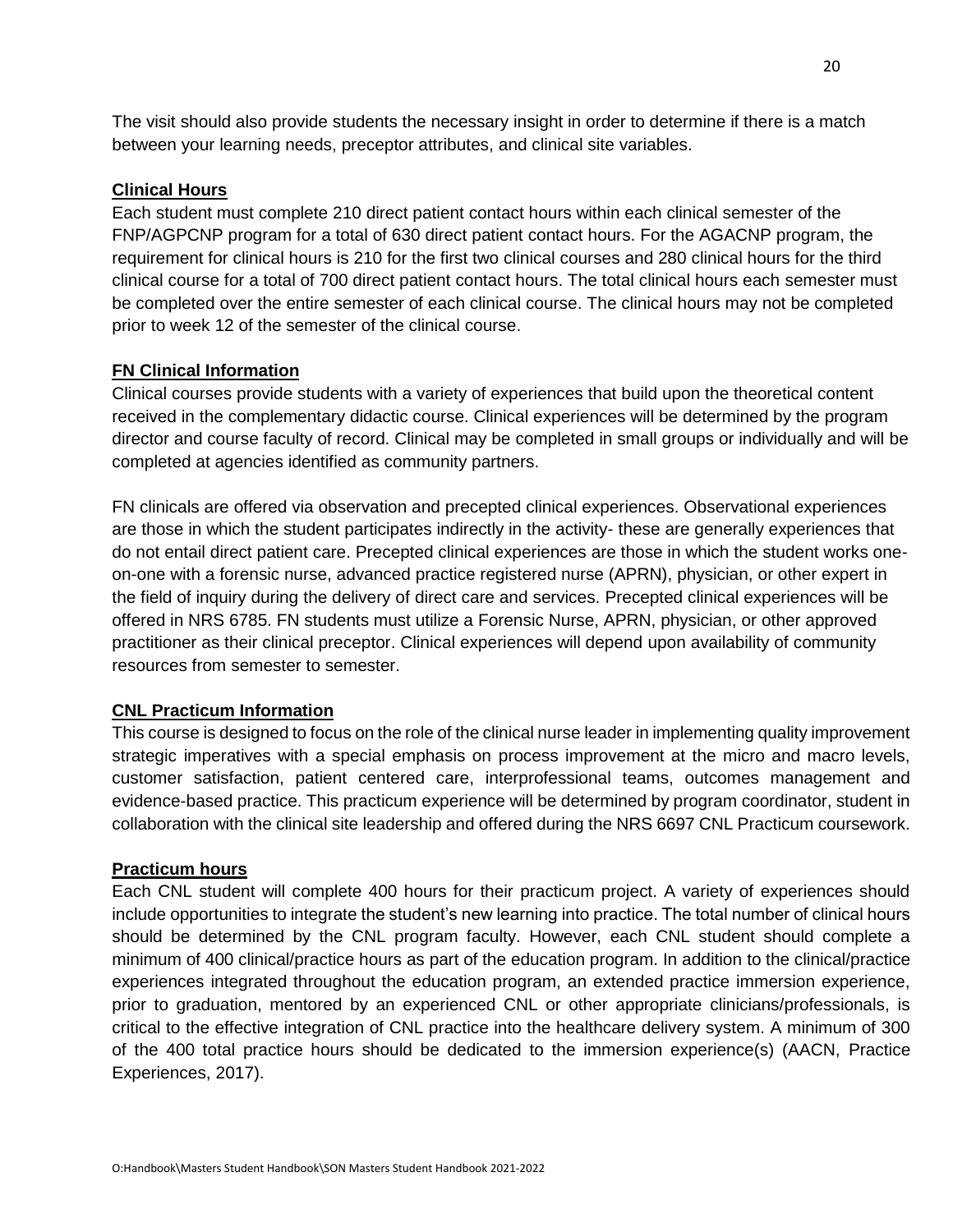The visit should also provide students the necessary insight in order to determine if there is a match between your learning needs, preceptor attributes, and clinical site variables.

## Clinical Hours

Each student must complete 210 direct patient contact hours within each clinical semester of the FNP/AGPCNP program for a total of 630 direct patient contact hours. For the AGACNP program, the requirement for clinical hours is 210 for the first two clinical courses and 280 clinical hours for the third clinical course for a total of 700 direct patient contact hours. The total clinical hours each semester must be completed over the entire semester of each clinical course. The clinical hours may not be completed prior to week 12 of the semester of the clinical course.

## FN Clinical Information

Clinical courses provide students with a variety of experiences that build upon the theoretical content received in the complementary didactic course. Clinical experiences will be determined by the program director and course faculty of record. Clinical may be completed in small groups or individually and will be completed at agencies identified as community partners.

FN clinicals are offered via observation and precepted clinical experiences. Observational experiences are those in which the student participates indirectly in the activity- these are generally experiences that do not entail direct patient care. Precepted clinical experiences are those in which the student works one-on-one with a forensic nurse, advanced practice registered nurse (APRN), physician, or other expert in the field of inquiry during the delivery of direct care and services. Precepted clinical experiences will be offered in NRS 6785. FN students must utilize a Forensic Nurse, APRN, physician, or other approved practitioner as their clinical preceptor. Clinical experiences will depend upon availability of community resources from semester to semester.

## CNL Practicum Information

This course is designed to focus on the role of the clinical nurse leader in implementing quality improvement strategic imperatives with a special emphasis on process improvement at the micro and macro levels, customer satisfaction, patient centered care, interprofessional teams, outcomes management and evidence-based practice. This practicum experience will be determined by program coordinator, student in collaboration with the clinical site leadership and offered during the NRS 6697 CNL Practicum coursework.

## Practicum hours

Each CNL student will complete 400 hours for their practicum project. A variety of experiences should include opportunities to integrate the student's new learning into practice. The total number of clinical hours should be determined by the CNL program faculty. However, each CNL student should complete a minimum of 400 clinical/practice hours as part of the education program. In addition to the clinical/practice experiences integrated throughout the education program, an extended practice immersion experience, prior to graduation, mentored by an experienced CNL or other appropriate clinicians/professionals, is critical to the effective integration of CNL practice into the healthcare delivery system. A minimum of 300 of the 400 total practice hours should be dedicated to the immersion experience(s) (AACN, Practice Experiences, 2017).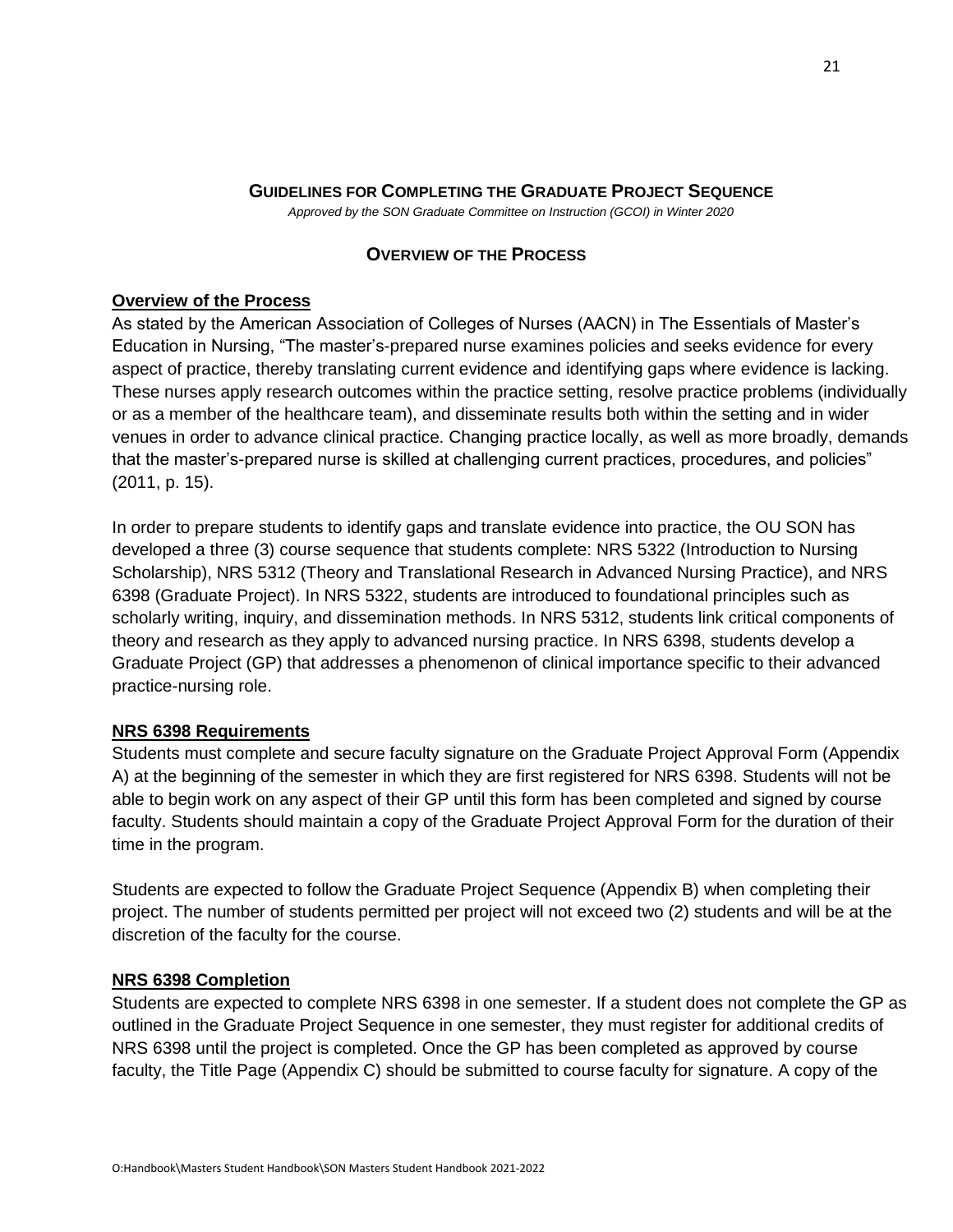## Guidelines for Completing the Graduate Project Sequence

*Approved by the SON Graduate Committee on Instruction (GCOI) in Winter 2020*

### Overview of the Process

**Overview of the Process**

As stated by the American Association of Colleges of Nurses (AACN) in The Essentials of Master's Education in Nursing, "The master's-prepared nurse examines policies and seeks evidence for every aspect of practice, thereby translating current evidence and identifying gaps where evidence is lacking. These nurses apply research outcomes within the practice setting, resolve practice problems (individually or as a member of the healthcare team), and disseminate results both within the setting and in wider venues in order to advance clinical practice. Changing practice locally, as well as more broadly, demands that the master's-prepared nurse is skilled at challenging current practices, procedures, and policies" (2011, p. 15).

In order to prepare students to identify gaps and translate evidence into practice, the OU SON has developed a three (3) course sequence that students complete: NRS 5322 (Introduction to Nursing Scholarship), NRS 5312 (Theory and Translational Research in Advanced Nursing Practice), and NRS 6398 (Graduate Project). In NRS 5322, students are introduced to foundational principles such as scholarly writing, inquiry, and dissemination methods. In NRS 5312, students link critical components of theory and research as they apply to advanced nursing practice. In NRS 6398, students develop a Graduate Project (GP) that addresses a phenomenon of clinical importance specific to their advanced practice-nursing role.

**NRS 6398 Requirements**

Students must complete and secure faculty signature on the Graduate Project Approval Form (Appendix A) at the beginning of the semester in which they are first registered for NRS 6398. Students will not be able to begin work on any aspect of their GP until this form has been completed and signed by course faculty. Students should maintain a copy of the Graduate Project Approval Form for the duration of their time in the program.

Students are expected to follow the Graduate Project Sequence (Appendix B) when completing their project. The number of students permitted per project will not exceed two (2) students and will be at the discretion of the faculty for the course.

**NRS 6398 Completion**

Students are expected to complete NRS 6398 in one semester. If a student does not complete the GP as outlined in the Graduate Project Sequence in one semester, they must register for additional credits of NRS 6398 until the project is completed. Once the GP has been completed as approved by course faculty, the Title Page (Appendix C) should be submitted to course faculty for signature. A copy of the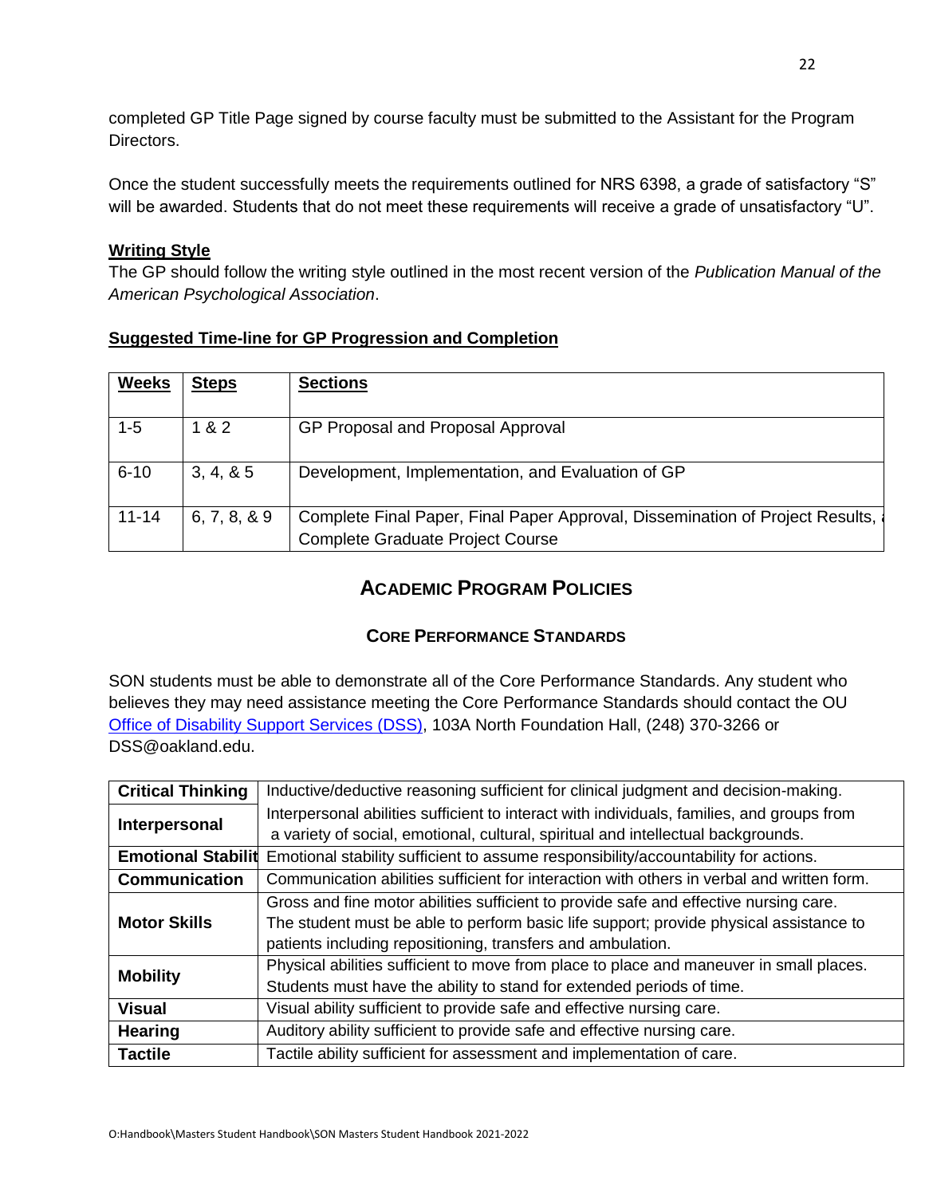completed GP Title Page signed by course faculty must be submitted to the Assistant for the Program Directors.

Once the student successfully meets the requirements outlined for NRS 6398, a grade of satisfactory “S” will be awarded. Students that do not meet these requirements will receive a grade of unsatisfactory “U”.

**Writing Style**

The GP should follow the writing style outlined in the most recent version of the *Publication Manual of the American Psychological Association*.

**Suggested Time-line for GP Progression and Completion**

| Weeks | Steps | Sections |
|---|---|---|
| 1-5 | 1 & 2 | GP Proposal and Proposal Approval |
| 6-10 | 3, 4, & 5 | Development, Implementation, and Evaluation of GP |
| 11-14 | 6, 7, 8, & 9 | Complete Final Paper, Final Paper Approval, Dissemination of Project Results, & Complete Graduate Project Course |

## ACADEMIC PROGRAM POLICIES

### CORE PERFORMANCE STANDARDS

SON students must be able to demonstrate all of the Core Performance Standards. Any student who believes they may need assistance meeting the Core Performance Standards should contact the OU Office of Disability Support Services (DSS), 103A North Foundation Hall, (248) 370-3266 or DSS@oakland.edu.

| | |
|---|---|
| **Critical Thinking** | Inductive/deductive reasoning sufficient for clinical judgment and decision-making. |
| **Interpersonal** | Interpersonal abilities sufficient to interact with individuals, families, and groups from a variety of social, emotional, cultural, spiritual and intellectual backgrounds. |
| **Emotional Stability** | Emotional stability sufficient to assume responsibility/accountability for actions. |
| **Communication** | Communication abilities sufficient for interaction with others in verbal and written form. |
| **Motor Skills** | Gross and fine motor abilities sufficient to provide safe and effective nursing care. The student must be able to perform basic life support; provide physical assistance to patients including repositioning, transfers and ambulation. |
| **Mobility** | Physical abilities sufficient to move from place to place and maneuver in small places. Students must have the ability to stand for extended periods of time. |
| **Visual** | Visual ability sufficient to provide safe and effective nursing care. |
| **Hearing** | Auditory ability sufficient to provide safe and effective nursing care. |
| **Tactile** | Tactile ability sufficient for assessment and implementation of care. |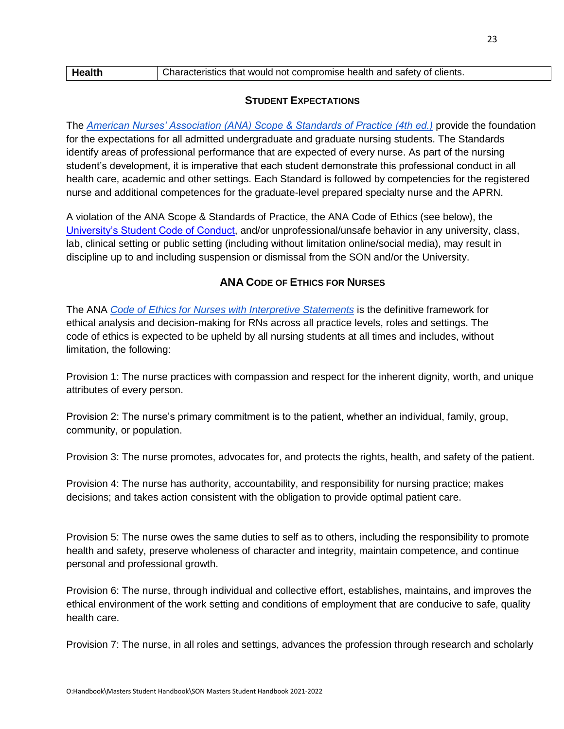| Health | Characteristics that would not compromise health and safety of clients. |
|---|---|

## STUDENT EXPECTATIONS

The *American Nurses' Association (ANA) Scope & Standards of Practice (4th ed.)* provide the foundation for the expectations for all admitted undergraduate and graduate nursing students. The Standards identify areas of professional performance that are expected of every nurse. As part of the nursing student's development, it is imperative that each student demonstrate this professional conduct in all health care, academic and other settings. Each Standard is followed by competencies for the registered nurse and additional competences for the graduate-level prepared specialty nurse and the APRN.

A violation of the ANA Scope & Standards of Practice, the ANA Code of Ethics (see below), the University's Student Code of Conduct, and/or unprofessional/unsafe behavior in any university, class, lab, clinical setting or public setting (including without limitation online/social media), may result in discipline up to and including suspension or dismissal from the SON and/or the University.

## ANA CODE OF ETHICS FOR NURSES

The ANA *Code of Ethics for Nurses with Interpretive Statements* is the definitive framework for ethical analysis and decision-making for RNs across all practice levels, roles and settings. The code of ethics is expected to be upheld by all nursing students at all times and includes, without limitation, the following:

Provision 1: The nurse practices with compassion and respect for the inherent dignity, worth, and unique attributes of every person.

Provision 2: The nurse's primary commitment is to the patient, whether an individual, family, group, community, or population.

Provision 3: The nurse promotes, advocates for, and protects the rights, health, and safety of the patient.

Provision 4: The nurse has authority, accountability, and responsibility for nursing practice; makes decisions; and takes action consistent with the obligation to provide optimal patient care.

Provision 5: The nurse owes the same duties to self as to others, including the responsibility to promote health and safety, preserve wholeness of character and integrity, maintain competence, and continue personal and professional growth.

Provision 6: The nurse, through individual and collective effort, establishes, maintains, and improves the ethical environment of the work setting and conditions of employment that are conducive to safe, quality health care.

Provision 7: The nurse, in all roles and settings, advances the profession through research and scholarly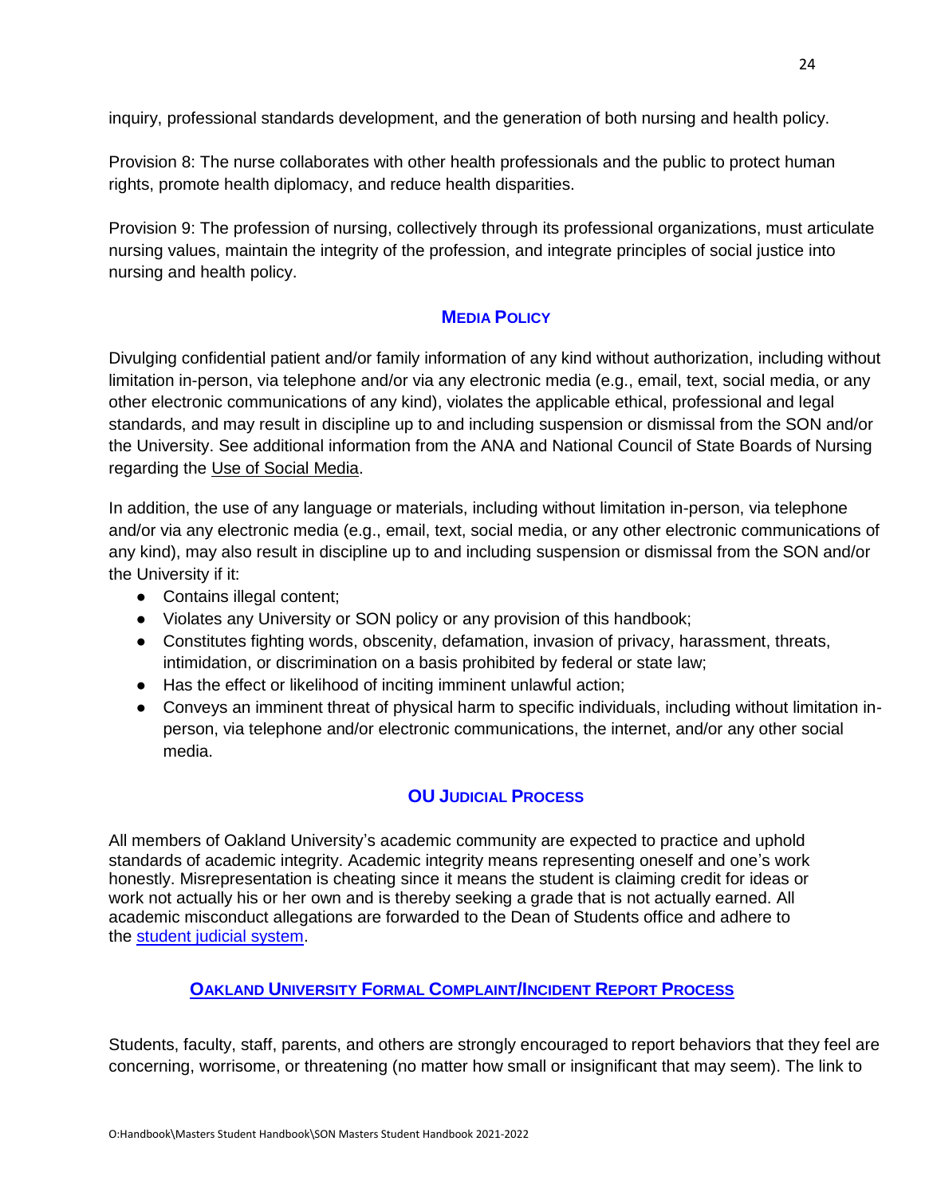inquiry, professional standards development, and the generation of both nursing and health policy.

Provision 8: The nurse collaborates with other health professionals and the public to protect human rights, promote health diplomacy, and reduce health disparities.

Provision 9: The profession of nursing, collectively through its professional organizations, must articulate nursing values, maintain the integrity of the profession, and integrate principles of social justice into nursing and health policy.

## Media Policy

Divulging confidential patient and/or family information of any kind without authorization, including without limitation in-person, via telephone and/or via any electronic media (e.g., email, text, social media, or any other electronic communications of any kind), violates the applicable ethical, professional and legal standards, and may result in discipline up to and including suspension or dismissal from the SON and/or the University. See additional information from the ANA and National Council of State Boards of Nursing regarding the Use of Social Media.

In addition, the use of any language or materials, including without limitation in-person, via telephone and/or via any electronic media (e.g., email, text, social media, or any other electronic communications of any kind), may also result in discipline up to and including suspension or dismissal from the SON and/or the University if it:

- Contains illegal content;
- Violates any University or SON policy or any provision of this handbook;
- Constitutes fighting words, obscenity, defamation, invasion of privacy, harassment, threats, intimidation, or discrimination on a basis prohibited by federal or state law;
- Has the effect or likelihood of inciting imminent unlawful action;
- Conveys an imminent threat of physical harm to specific individuals, including without limitation in-person, via telephone and/or electronic communications, the internet, and/or any other social media.

## OU Judicial Process

All members of Oakland University's academic community are expected to practice and uphold standards of academic integrity. Academic integrity means representing oneself and one's work honestly. Misrepresentation is cheating since it means the student is claiming credit for ideas or work not actually his or her own and is thereby seeking a grade that is not actually earned. All academic misconduct allegations are forwarded to the Dean of Students office and adhere to the student judicial system.

## Oakland University Formal Complaint/Incident Report Process

Students, faculty, staff, parents, and others are strongly encouraged to report behaviors that they feel are concerning, worrisome, or threatening (no matter how small or insignificant that may seem). The link to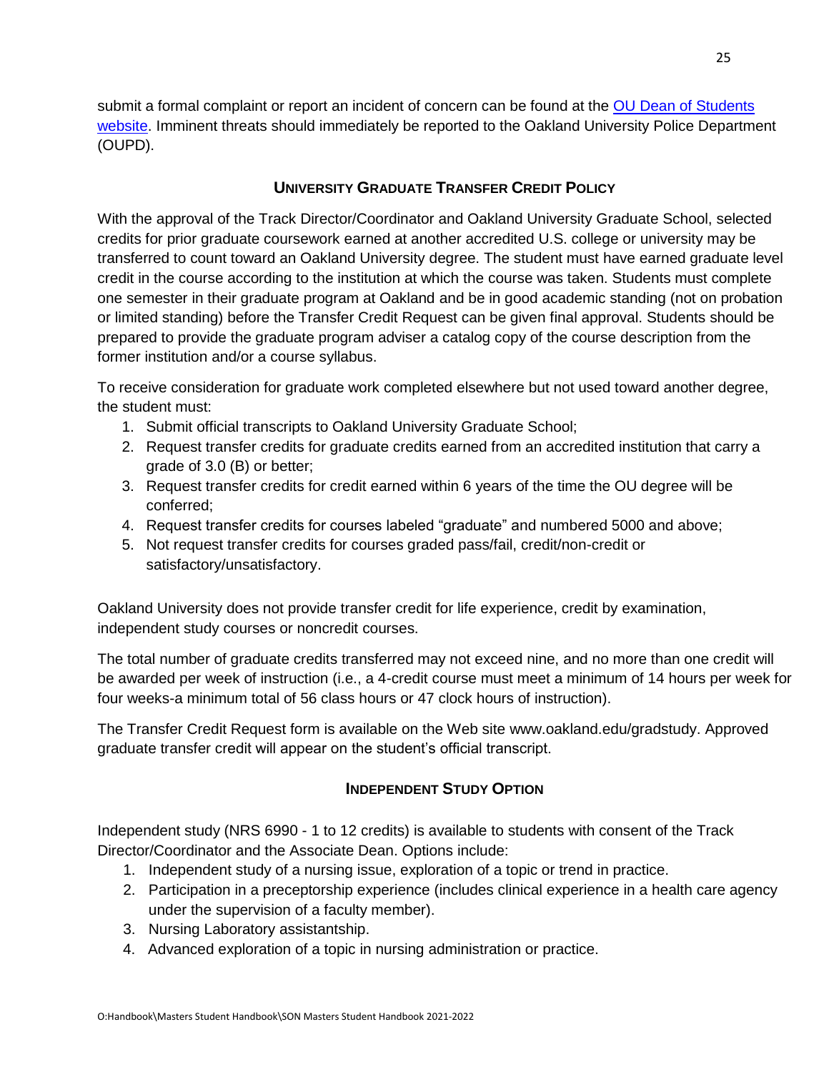submit a formal complaint or report an incident of concern can be found at the [OU Dean of Students website](). Imminent threats should immediately be reported to the Oakland University Police Department (OUPD).

## UNIVERSITY GRADUATE TRANSFER CREDIT POLICY

With the approval of the Track Director/Coordinator and Oakland University Graduate School, selected credits for prior graduate coursework earned at another accredited U.S. college or university may be transferred to count toward an Oakland University degree. The student must have earned graduate level credit in the course according to the institution at which the course was taken. Students must complete one semester in their graduate program at Oakland and be in good academic standing (not on probation or limited standing) before the Transfer Credit Request can be given final approval. Students should be prepared to provide the graduate program adviser a catalog copy of the course description from the former institution and/or a course syllabus.

To receive consideration for graduate work completed elsewhere but not used toward another degree, the student must:

1. Submit official transcripts to Oakland University Graduate School;
2. Request transfer credits for graduate credits earned from an accredited institution that carry a grade of 3.0 (B) or better;
3. Request transfer credits for credit earned within 6 years of the time the OU degree will be conferred;
4. Request transfer credits for courses labeled "graduate" and numbered 5000 and above;
5. Not request transfer credits for courses graded pass/fail, credit/non-credit or satisfactory/unsatisfactory.

Oakland University does not provide transfer credit for life experience, credit by examination, independent study courses or noncredit courses.

The total number of graduate credits transferred may not exceed nine, and no more than one credit will be awarded per week of instruction (i.e., a 4-credit course must meet a minimum of 14 hours per week for four weeks-a minimum total of 56 class hours or 47 clock hours of instruction).

The Transfer Credit Request form is available on the Web site www.oakland.edu/gradstudy. Approved graduate transfer credit will appear on the student's official transcript.

## INDEPENDENT STUDY OPTION

Independent study (NRS 6990 - 1 to 12 credits) is available to students with consent of the Track Director/Coordinator and the Associate Dean. Options include:

1. Independent study of a nursing issue, exploration of a topic or trend in practice.
2. Participation in a preceptorship experience (includes clinical experience in a health care agency under the supervision of a faculty member).
3. Nursing Laboratory assistantship.
4. Advanced exploration of a topic in nursing administration or practice.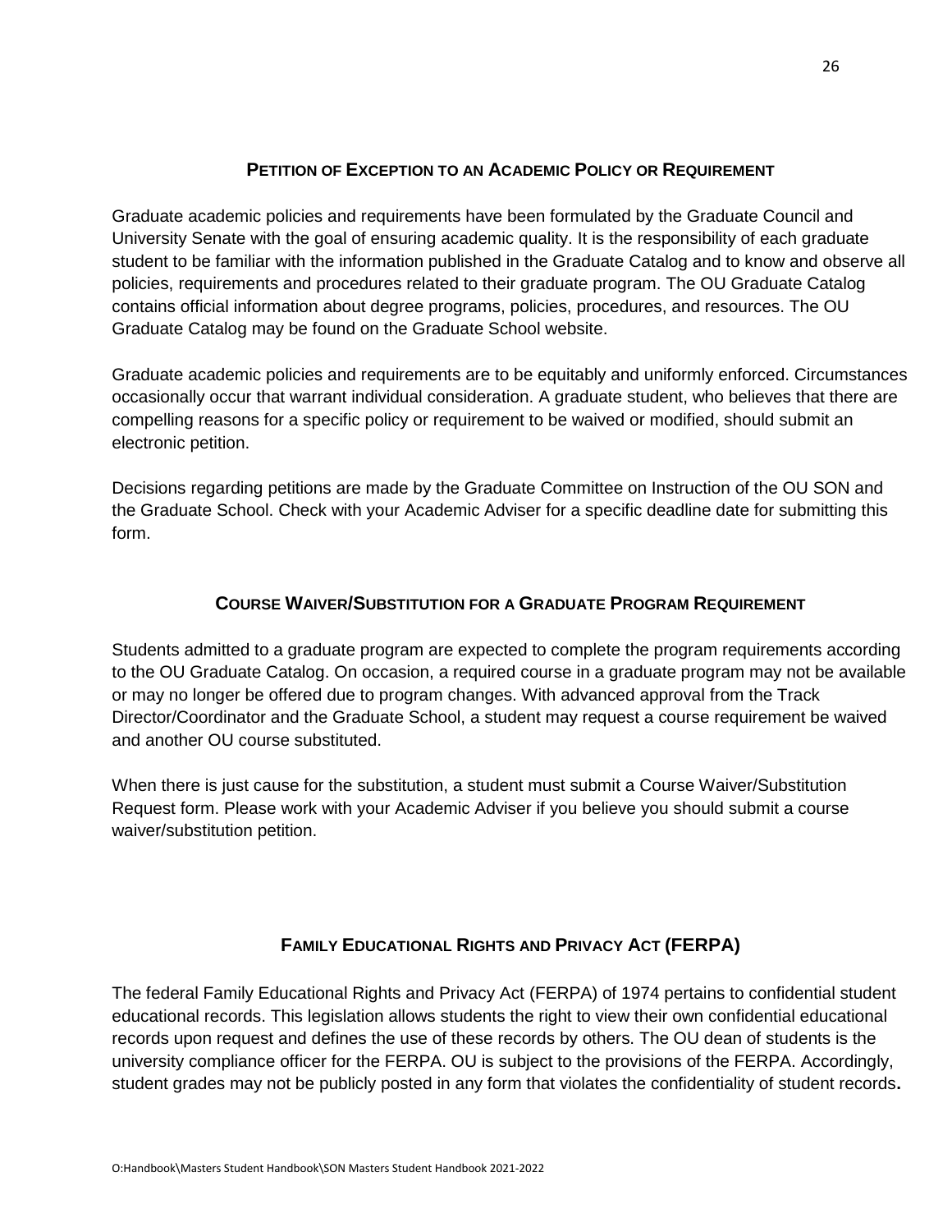## Petition of Exception to an Academic Policy or Requirement

Graduate academic policies and requirements have been formulated by the Graduate Council and University Senate with the goal of ensuring academic quality. It is the responsibility of each graduate student to be familiar with the information published in the Graduate Catalog and to know and observe all policies, requirements and procedures related to their graduate program. The OU Graduate Catalog contains official information about degree programs, policies, procedures, and resources. The OU Graduate Catalog may be found on the Graduate School website.

Graduate academic policies and requirements are to be equitably and uniformly enforced. Circumstances occasionally occur that warrant individual consideration. A graduate student, who believes that there are compelling reasons for a specific policy or requirement to be waived or modified, should submit an electronic petition.

Decisions regarding petitions are made by the Graduate Committee on Instruction of the OU SON and the Graduate School. Check with your Academic Adviser for a specific deadline date for submitting this form.

## Course Waiver/Substitution for a Graduate Program Requirement

Students admitted to a graduate program are expected to complete the program requirements according to the OU Graduate Catalog. On occasion, a required course in a graduate program may not be available or may no longer be offered due to program changes. With advanced approval from the Track Director/Coordinator and the Graduate School, a student may request a course requirement be waived and another OU course substituted.

When there is just cause for the substitution, a student must submit a Course Waiver/Substitution Request form. Please work with your Academic Adviser if you believe you should submit a course waiver/substitution petition.

## Family Educational Rights and Privacy Act (FERPA)

The federal Family Educational Rights and Privacy Act (FERPA) of 1974 pertains to confidential student educational records. This legislation allows students the right to view their own confidential educational records upon request and defines the use of these records by others. The OU dean of students is the university compliance officer for the FERPA. OU is subject to the provisions of the FERPA. Accordingly, student grades may not be publicly posted in any form that violates the confidentiality of student records**.**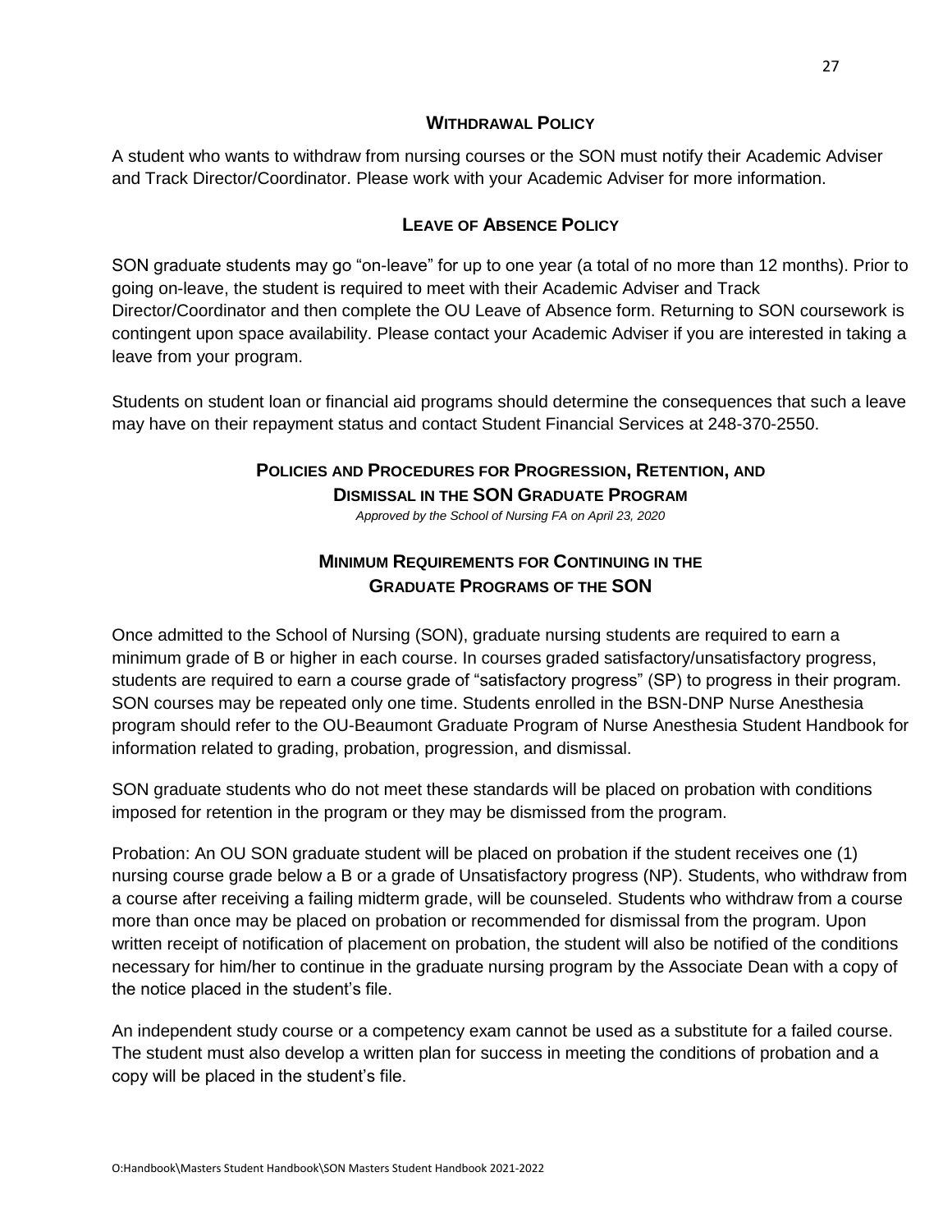## Withdrawal Policy

A student who wants to withdraw from nursing courses or the SON must notify their Academic Adviser and Track Director/Coordinator. Please work with your Academic Adviser for more information.

## Leave of Absence Policy

SON graduate students may go "on-leave" for up to one year (a total of no more than 12 months). Prior to going on-leave, the student is required to meet with their Academic Adviser and Track Director/Coordinator and then complete the OU Leave of Absence form. Returning to SON coursework is contingent upon space availability. Please contact your Academic Adviser if you are interested in taking a leave from your program.

Students on student loan or financial aid programs should determine the consequences that such a leave may have on their repayment status and contact Student Financial Services at 248-370-2550.

## Policies and Procedures for Progression, Retention, and Dismissal in the SON Graduate Program

*Approved by the School of Nursing FA on April 23, 2020*

### Minimum Requirements for Continuing in the Graduate Programs of the SON

Once admitted to the School of Nursing (SON), graduate nursing students are required to earn a minimum grade of B or higher in each course. In courses graded satisfactory/unsatisfactory progress, students are required to earn a course grade of "satisfactory progress" (SP) to progress in their program. SON courses may be repeated only one time. Students enrolled in the BSN-DNP Nurse Anesthesia program should refer to the OU-Beaumont Graduate Program of Nurse Anesthesia Student Handbook for information related to grading, probation, progression, and dismissal.

SON graduate students who do not meet these standards will be placed on probation with conditions imposed for retention in the program or they may be dismissed from the program.

Probation: An OU SON graduate student will be placed on probation if the student receives one (1) nursing course grade below a B or a grade of Unsatisfactory progress (NP). Students, who withdraw from a course after receiving a failing midterm grade, will be counseled. Students who withdraw from a course more than once may be placed on probation or recommended for dismissal from the program. Upon written receipt of notification of placement on probation, the student will also be notified of the conditions necessary for him/her to continue in the graduate nursing program by the Associate Dean with a copy of the notice placed in the student's file.

An independent study course or a competency exam cannot be used as a substitute for a failed course. The student must also develop a written plan for success in meeting the conditions of probation and a copy will be placed in the student's file.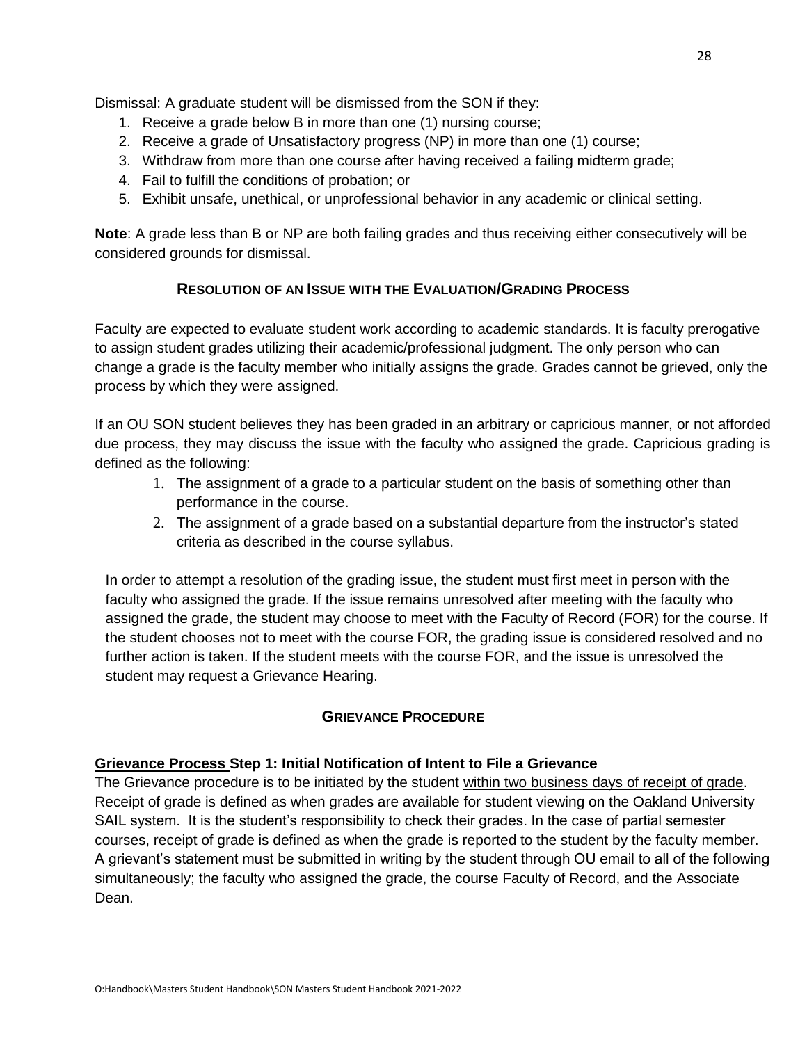Dismissal: A graduate student will be dismissed from the SON if they:

1. Receive a grade below B in more than one (1) nursing course;
2. Receive a grade of Unsatisfactory progress (NP) in more than one (1) course;
3. Withdraw from more than one course after having received a failing midterm grade;
4. Fail to fulfill the conditions of probation; or
5. Exhibit unsafe, unethical, or unprofessional behavior in any academic or clinical setting.

**Note**: A grade less than B or NP are both failing grades and thus receiving either consecutively will be considered grounds for dismissal.

## Resolution of an Issue with the Evaluation/Grading Process

Faculty are expected to evaluate student work according to academic standards. It is faculty prerogative to assign student grades utilizing their academic/professional judgment. The only person who can change a grade is the faculty member who initially assigns the grade. Grades cannot be grieved, only the process by which they were assigned.

If an OU SON student believes they has been graded in an arbitrary or capricious manner, or not afforded due process, they may discuss the issue with the faculty who assigned the grade. Capricious grading is defined as the following:

1. The assignment of a grade to a particular student on the basis of something other than performance in the course.
2. The assignment of a grade based on a substantial departure from the instructor's stated criteria as described in the course syllabus.

In order to attempt a resolution of the grading issue, the student must first meet in person with the faculty who assigned the grade. If the issue remains unresolved after meeting with the faculty who assigned the grade, the student may choose to meet with the Faculty of Record (FOR) for the course. If the student chooses not to meet with the course FOR, the grading issue is considered resolved and no further action is taken. If the student meets with the course FOR, and the issue is unresolved the student may request a Grievance Hearing.

## Grievance Procedure

**<u>Grievance Process</u> Step 1: Initial Notification of Intent to File a Grievance**

The Grievance procedure is to be initiated by the student <u>within two business days of receipt of grade</u>. Receipt of grade is defined as when grades are available for student viewing on the Oakland University SAIL system. It is the student's responsibility to check their grades. In the case of partial semester courses, receipt of grade is defined as when the grade is reported to the student by the faculty member. A grievant's statement must be submitted in writing by the student through OU email to all of the following simultaneously; the faculty who assigned the grade, the course Faculty of Record, and the Associate Dean.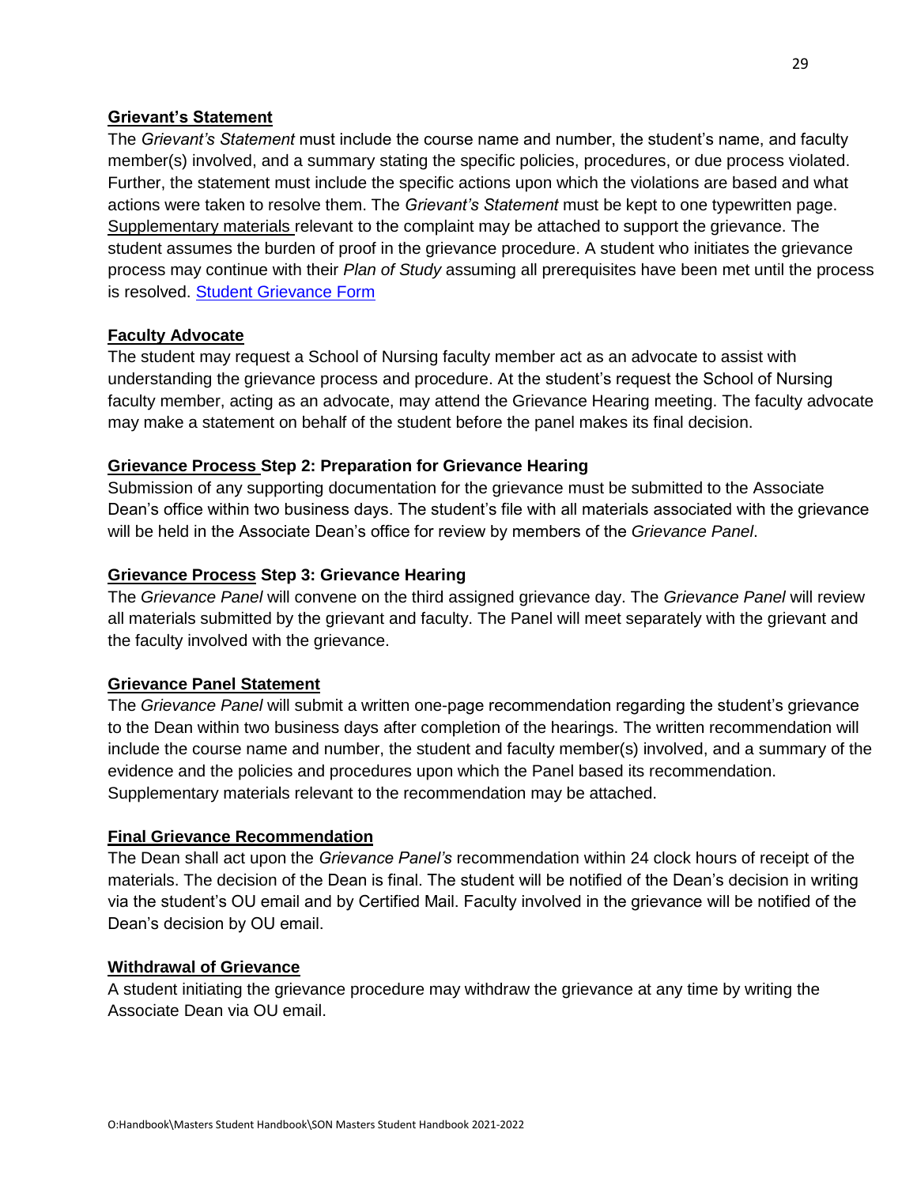### Grievant's Statement

The *Grievant's Statement* must include the course name and number, the student's name, and faculty member(s) involved, and a summary stating the specific policies, procedures, or due process violated. Further, the statement must include the specific actions upon which the violations are based and what actions were taken to resolve them. The *Grievant's Statement* must be kept to one typewritten page. Supplementary materials relevant to the complaint may be attached to support the grievance. The student assumes the burden of proof in the grievance procedure. A student who initiates the grievance process may continue with their *Plan of Study* assuming all prerequisites have been met until the process is resolved. Student Grievance Form

### Faculty Advocate

The student may request a School of Nursing faculty member act as an advocate to assist with understanding the grievance process and procedure. At the student's request the School of Nursing faculty member, acting as an advocate, may attend the Grievance Hearing meeting. The faculty advocate may make a statement on behalf of the student before the panel makes its final decision.

### Grievance Process Step 2: Preparation for Grievance Hearing

Submission of any supporting documentation for the grievance must be submitted to the Associate Dean's office within two business days. The student's file with all materials associated with the grievance will be held in the Associate Dean's office for review by members of the *Grievance Panel*.

### Grievance Process Step 3: Grievance Hearing

The *Grievance Panel* will convene on the third assigned grievance day. The *Grievance Panel* will review all materials submitted by the grievant and faculty. The Panel will meet separately with the grievant and the faculty involved with the grievance.

### Grievance Panel Statement

The *Grievance Panel* will submit a written one-page recommendation regarding the student's grievance to the Dean within two business days after completion of the hearings. The written recommendation will include the course name and number, the student and faculty member(s) involved, and a summary of the evidence and the policies and procedures upon which the Panel based its recommendation. Supplementary materials relevant to the recommendation may be attached.

### Final Grievance Recommendation

The Dean shall act upon the *Grievance Panel's* recommendation within 24 clock hours of receipt of the materials. The decision of the Dean is final. The student will be notified of the Dean's decision in writing via the student's OU email and by Certified Mail. Faculty involved in the grievance will be notified of the Dean's decision by OU email.

### Withdrawal of Grievance

A student initiating the grievance procedure may withdraw the grievance at any time by writing the Associate Dean via OU email.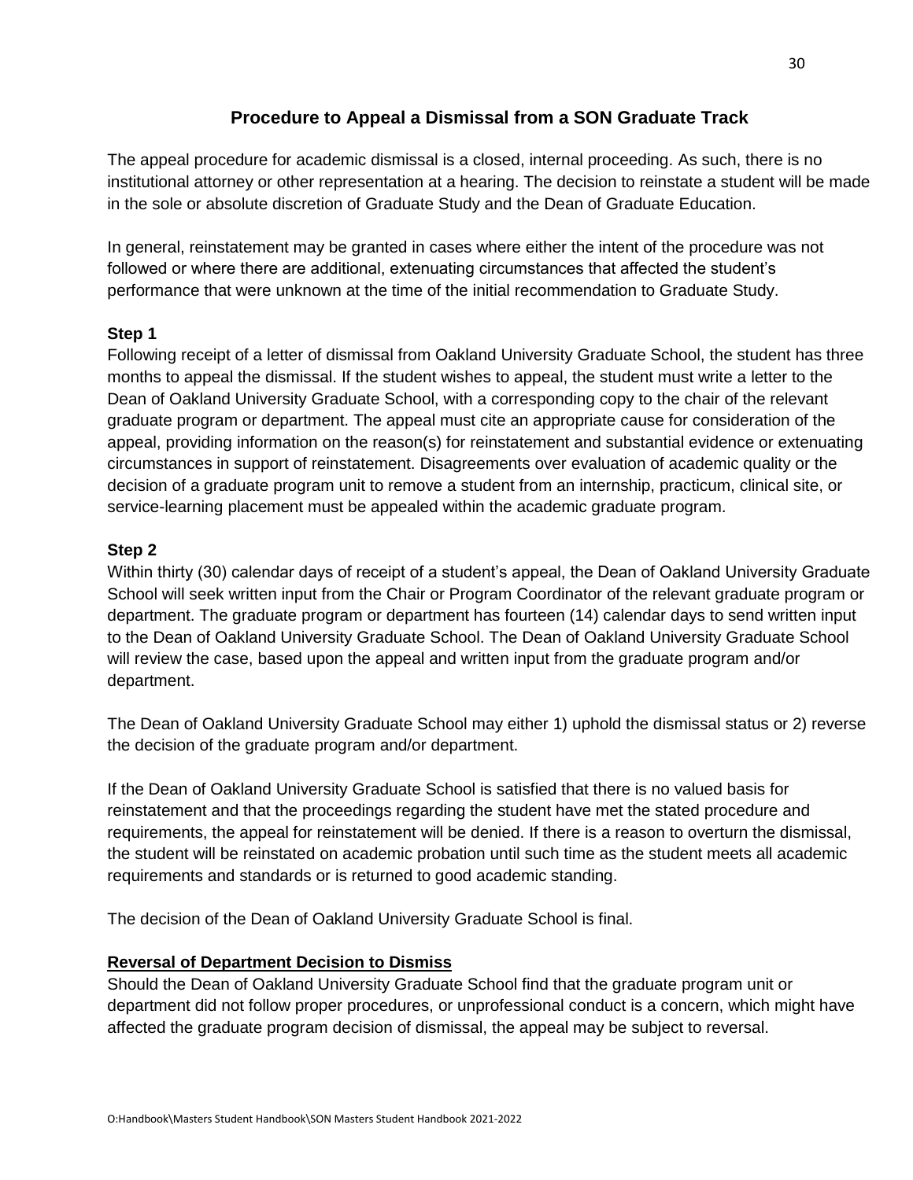## Procedure to Appeal a Dismissal from a SON Graduate Track

The appeal procedure for academic dismissal is a closed, internal proceeding. As such, there is no institutional attorney or other representation at a hearing. The decision to reinstate a student will be made in the sole or absolute discretion of Graduate Study and the Dean of Graduate Education.

In general, reinstatement may be granted in cases where either the intent of the procedure was not followed or where there are additional, extenuating circumstances that affected the student's performance that were unknown at the time of the initial recommendation to Graduate Study.

**Step 1**

Following receipt of a letter of dismissal from Oakland University Graduate School, the student has three months to appeal the dismissal. If the student wishes to appeal, the student must write a letter to the Dean of Oakland University Graduate School, with a corresponding copy to the chair of the relevant graduate program or department. The appeal must cite an appropriate cause for consideration of the appeal, providing information on the reason(s) for reinstatement and substantial evidence or extenuating circumstances in support of reinstatement. Disagreements over evaluation of academic quality or the decision of a graduate program unit to remove a student from an internship, practicum, clinical site, or service-learning placement must be appealed within the academic graduate program.

**Step 2**

Within thirty (30) calendar days of receipt of a student's appeal, the Dean of Oakland University Graduate School will seek written input from the Chair or Program Coordinator of the relevant graduate program or department. The graduate program or department has fourteen (14) calendar days to send written input to the Dean of Oakland University Graduate School. The Dean of Oakland University Graduate School will review the case, based upon the appeal and written input from the graduate program and/or department.

The Dean of Oakland University Graduate School may either 1) uphold the dismissal status or 2) reverse the decision of the graduate program and/or department.

If the Dean of Oakland University Graduate School is satisfied that there is no valued basis for reinstatement and that the proceedings regarding the student have met the stated procedure and requirements, the appeal for reinstatement will be denied. If there is a reason to overturn the dismissal, the student will be reinstated on academic probation until such time as the student meets all academic requirements and standards or is returned to good academic standing.

The decision of the Dean of Oakland University Graduate School is final.

**Reversal of Department Decision to Dismiss**

Should the Dean of Oakland University Graduate School find that the graduate program unit or department did not follow proper procedures, or unprofessional conduct is a concern, which might have affected the graduate program decision of dismissal, the appeal may be subject to reversal.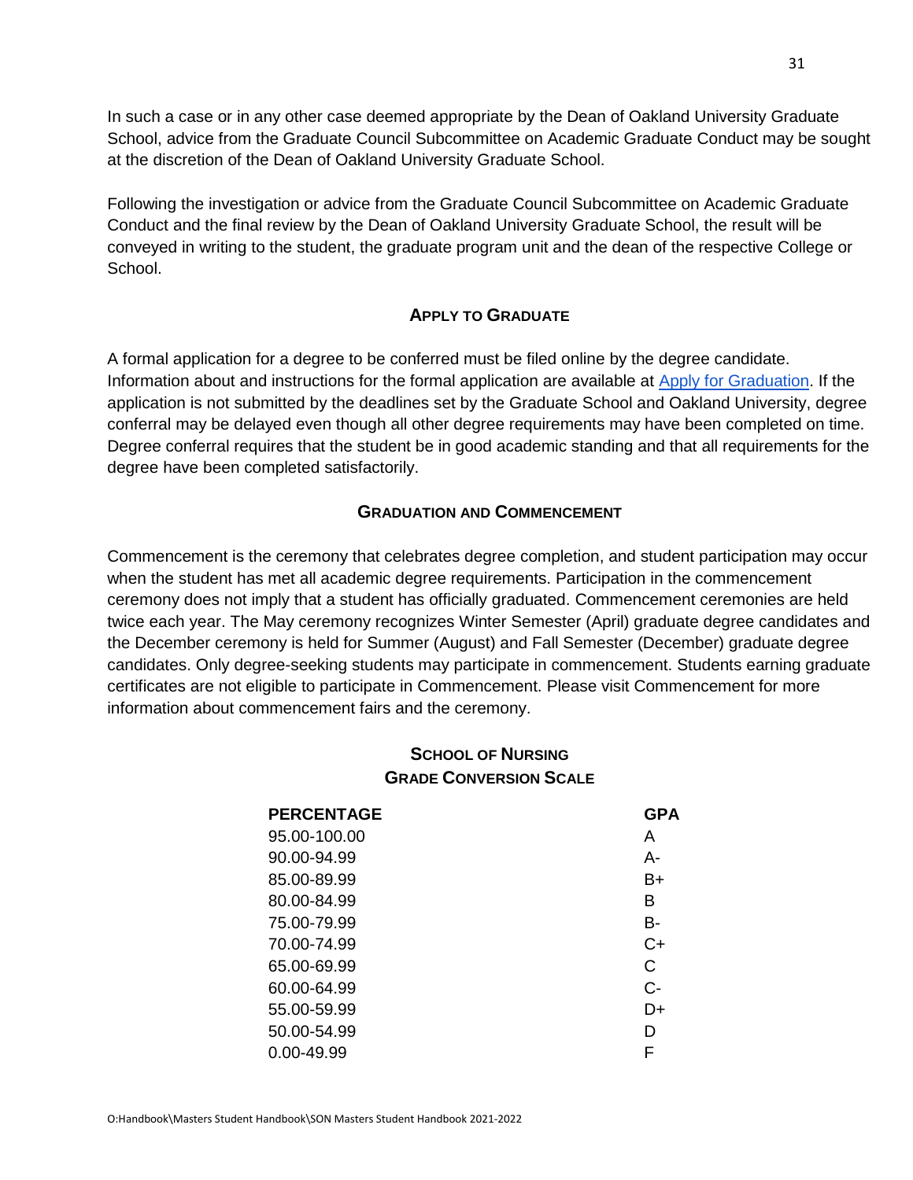In such a case or in any other case deemed appropriate by the Dean of Oakland University Graduate School, advice from the Graduate Council Subcommittee on Academic Graduate Conduct may be sought at the discretion of the Dean of Oakland University Graduate School.

Following the investigation or advice from the Graduate Council Subcommittee on Academic Graduate Conduct and the final review by the Dean of Oakland University Graduate School, the result will be conveyed in writing to the student, the graduate program unit and the dean of the respective College or School.

## APPLY TO GRADUATE

A formal application for a degree to be conferred must be filed online by the degree candidate. Information about and instructions for the formal application are available at Apply for Graduation. If the application is not submitted by the deadlines set by the Graduate School and Oakland University, degree conferral may be delayed even though all other degree requirements may have been completed on time. Degree conferral requires that the student be in good academic standing and that all requirements for the degree have been completed satisfactorily.

## GRADUATION AND COMMENCEMENT

Commencement is the ceremony that celebrates degree completion, and student participation may occur when the student has met all academic degree requirements. Participation in the commencement ceremony does not imply that a student has officially graduated. Commencement ceremonies are held twice each year. The May ceremony recognizes Winter Semester (April) graduate degree candidates and the December ceremony is held for Summer (August) and Fall Semester (December) graduate degree candidates. Only degree-seeking students may participate in commencement. Students earning graduate certificates are not eligible to participate in Commencement. Please visit Commencement for more information about commencement fairs and the ceremony.

## SCHOOL OF NURSING
## GRADE CONVERSION SCALE

| PERCENTAGE | GPA |
|---|---|
| 95.00-100.00 | A |
| 90.00-94.99 | A- |
| 85.00-89.99 | B+ |
| 80.00-84.99 | B |
| 75.00-79.99 | B- |
| 70.00-74.99 | C+ |
| 65.00-69.99 | C |
| 60.00-64.99 | C- |
| 55.00-59.99 | D+ |
| 50.00-54.99 | D |
| 0.00-49.99 | F |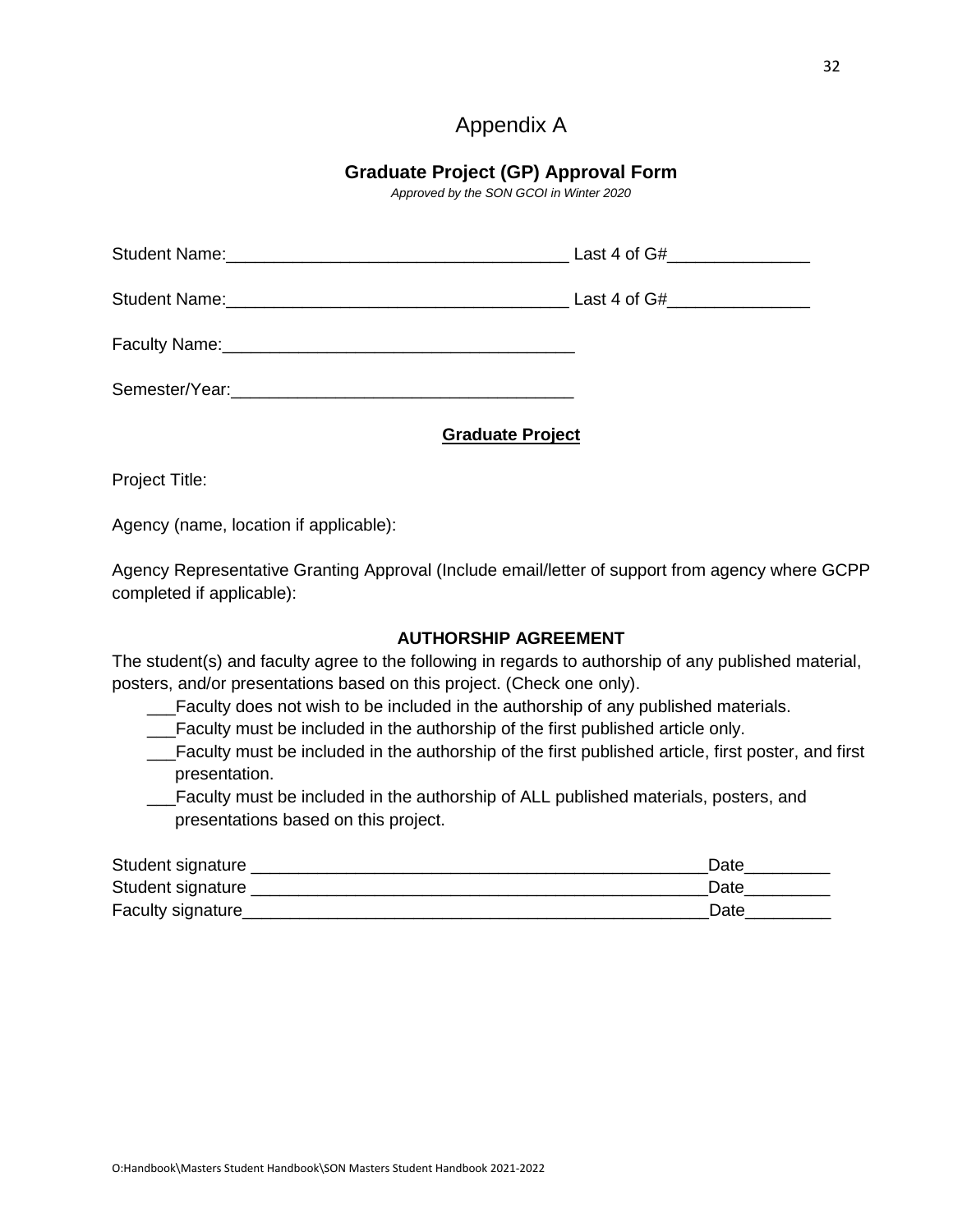# Appendix A

## Graduate Project (GP) Approval Form

*Approved by the SON GCOI in Winter 2020*

Student Name:___________________________________ Last 4 of G#_______________

Student Name:___________________________________ Last 4 of G#_______________

Faculty Name:____________________________________

Semester/Year:___________________________________

**Graduate Project**

Project Title:

Agency (name, location if applicable):

Agency Representative Granting Approval (Include email/letter of support from agency where GCPP completed if applicable):

**AUTHORSHIP AGREEMENT**

The student(s) and faculty agree to the following in regards to authorship of any published material, posters, and/or presentations based on this project. (Check one only).

___Faculty does not wish to be included in the authorship of any published materials.

___Faculty must be included in the authorship of the first published article only.

___Faculty must be included in the authorship of the first published article, first poster, and first presentation.

___Faculty must be included in the authorship of ALL published materials, posters, and presentations based on this project.

Student signature ________________________________________________Date_________

Student signature ________________________________________________Date_________

Faculty signature_________________________________________________Date_________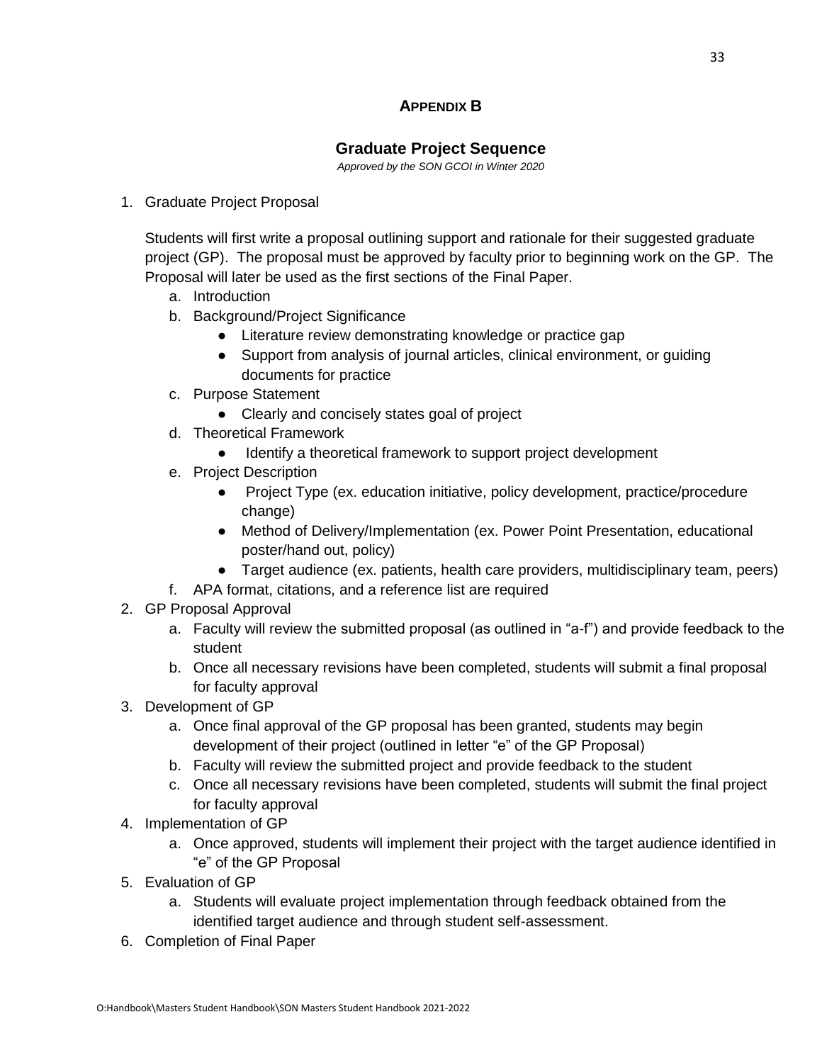## Appendix B

### Graduate Project Sequence

*Approved by the SON GCOI in Winter 2020*

1. Graduate Project Proposal

   Students will first write a proposal outlining support and rationale for their suggested graduate project (GP). The proposal must be approved by faculty prior to beginning work on the GP. The Proposal will later be used as the first sections of the Final Paper.

   a. Introduction
   b. Background/Project Significance
      - Literature review demonstrating knowledge or practice gap
      - Support from analysis of journal articles, clinical environment, or guiding documents for practice
   c. Purpose Statement
      - Clearly and concisely states goal of project
   d. Theoretical Framework
      - Identify a theoretical framework to support project development
   e. Project Description
      - Project Type (ex. education initiative, policy development, practice/procedure change)
      - Method of Delivery/Implementation (ex. Power Point Presentation, educational poster/hand out, policy)
      - Target audience (ex. patients, health care providers, multidisciplinary team, peers)
   f. APA format, citations, and a reference list are required
2. GP Proposal Approval
   a. Faculty will review the submitted proposal (as outlined in "a-f") and provide feedback to the student
   b. Once all necessary revisions have been completed, students will submit a final proposal for faculty approval
3. Development of GP
   a. Once final approval of the GP proposal has been granted, students may begin development of their project (outlined in letter "e" of the GP Proposal)
   b. Faculty will review the submitted project and provide feedback to the student
   c. Once all necessary revisions have been completed, students will submit the final project for faculty approval
4. Implementation of GP
   a. Once approved, students will implement their project with the target audience identified in "e" of the GP Proposal
5. Evaluation of GP
   a. Students will evaluate project implementation through feedback obtained from the identified target audience and through student self-assessment.
6. Completion of Final Paper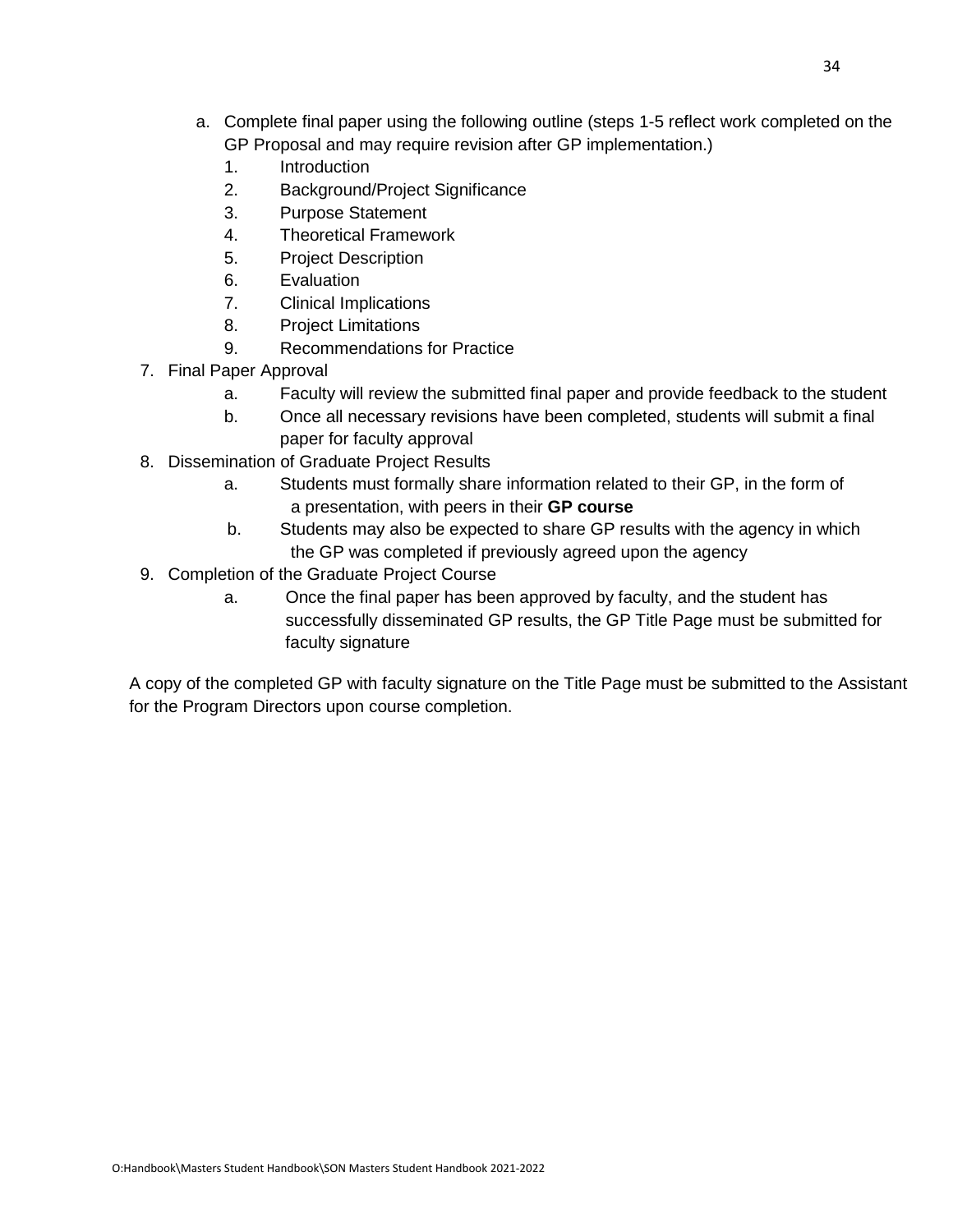a. Complete final paper using the following outline (steps 1-5 reflect work completed on the GP Proposal and may require revision after GP implementation.)
    1. Introduction
    2. Background/Project Significance
    3. Purpose Statement
    4. Theoretical Framework
    5. Project Description
    6. Evaluation
    7. Clinical Implications
    8. Project Limitations
    9. Recommendations for Practice

7. Final Paper Approval
    a. Faculty will review the submitted final paper and provide feedback to the student
    b. Once all necessary revisions have been completed, students will submit a final paper for faculty approval
8. Dissemination of Graduate Project Results
    a. Students must formally share information related to their GP, in the form of a presentation, with peers in their **GP course**
    b. Students may also be expected to share GP results with the agency in which the GP was completed if previously agreed upon the agency
9. Completion of the Graduate Project Course
    a. Once the final paper has been approved by faculty, and the student has successfully disseminated GP results, the GP Title Page must be submitted for faculty signature

A copy of the completed GP with faculty signature on the Title Page must be submitted to the Assistant for the Program Directors upon course completion.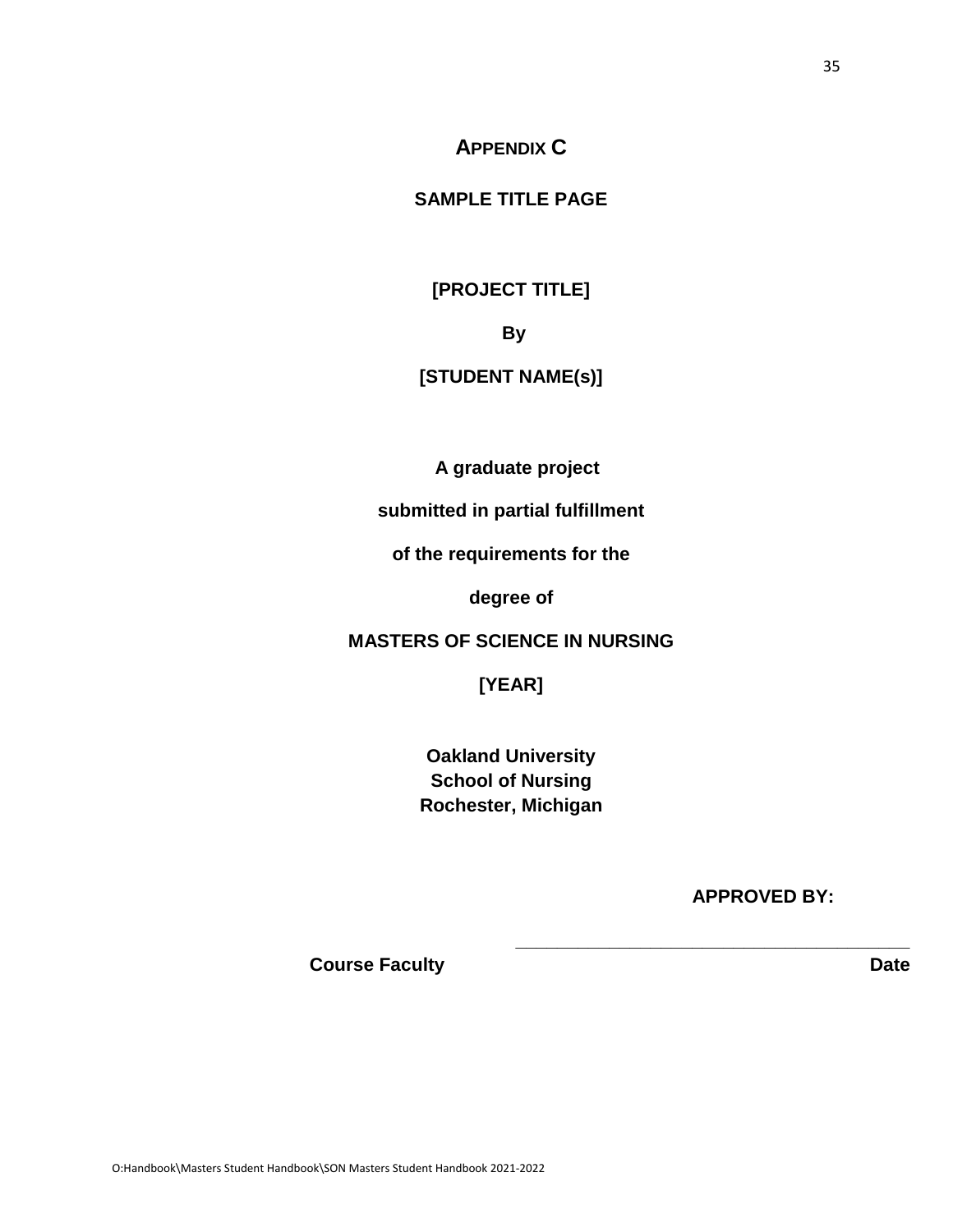# APPENDIX C

## SAMPLE TITLE PAGE

**[PROJECT TITLE]**

**By**

**[STUDENT NAME(s)]**

**A graduate project**

**submitted in partial fulfillment**

**of the requirements for the**

**degree of**

**MASTERS OF SCIENCE IN NURSING**

**[YEAR]**

**Oakland University**
**School of Nursing**
**Rochester, Michigan**

**APPROVED BY:**

\_\_\_\_\_\_\_\_\_\_\_\_\_\_\_\_\_\_\_\_\_\_\_\_\_\_\_\_\_\_\_\_\_\_\_\_\_\_\_\_\_\_

**Course Faculty** **Date**